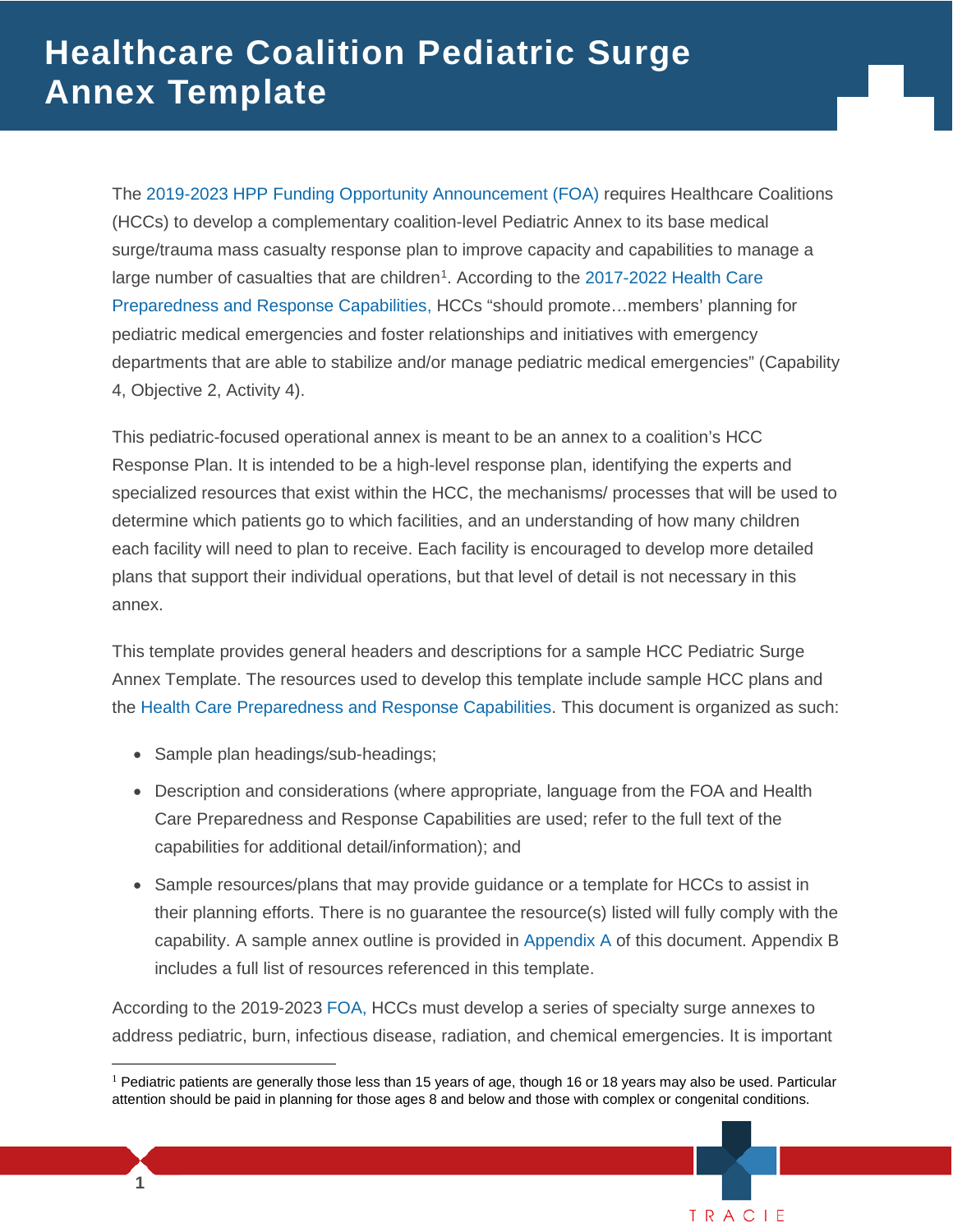# Healthcare Coalition Pediatric Surge Annex Template

The 2019-2023 HPP Funding Opportunity Announcement (FOA) requires Healthcare Coalitions (HCCs) to develop a complementary coalition-level Pediatric Annex to its base medical surge/trauma mass casualty response plan to improve capacity and capabilities to manage a large number of casualties that are children[1]. According to the 2017-2022 Health Care Preparedness and Response Capabilities, HCCs "should promote…members' planning for pediatric medical emergencies and foster relationships and initiatives with emergency departments that are able to stabilize and/or manage pediatric medical emergencies" (Capability 4, Objective 2, Activity 4).

This pediatric-focused operational annex is meant to be an annex to a coalition's HCC Response Plan. It is intended to be a high-level response plan, identifying the experts and specialized resources that exist within the HCC, the mechanisms/ processes that will be used to determine which patients go to which facilities, and an understanding of how many children each facility will need to plan to receive. Each facility is encouraged to develop more detailed plans that support their individual operations, but that level of detail is not necessary in this annex.

This template provides general headers and descriptions for a sample HCC Pediatric Surge Annex Template. The resources used to develop this template include sample HCC plans and the Health Care Preparedness and Response Capabilities. This document is organized as such:

- Sample plan headings/sub-headings;
- Description and considerations (where appropriate, language from the FOA and Health Care Preparedness and Response Capabilities are used; refer to the full text of the capabilities for additional detail/information); and
- Sample resources/plans that may provide guidance or a template for HCCs to assist in their planning efforts. There is no guarantee the resource(s) listed will fully comply with the capability. A sample annex outline is provided in Appendix A of this document. Appendix B includes a full list of resources referenced in this template.

According to the 2019-2023 FOA, HCCs must develop a series of specialty surge annexes to address pediatric, burn, infectious disease, radiation, and chemical emergencies. It is important

[1] Pediatric patients are generally those less than 15 years of age, though 16 or 18 years may also be used. Particular attention should be paid in planning for those ages 8 and below and those with complex or congenital conditions.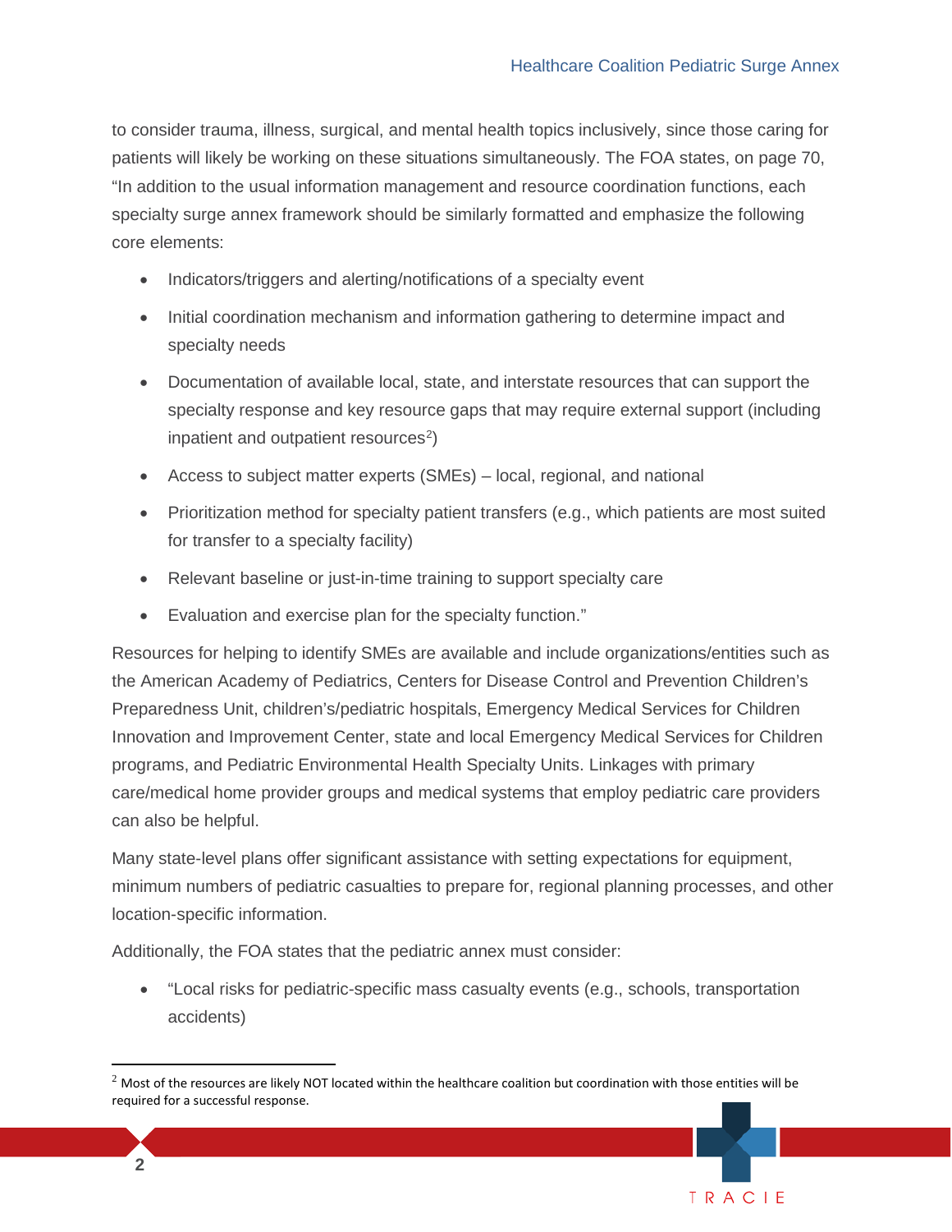to consider trauma, illness, surgical, and mental health topics inclusively, since those caring for patients will likely be working on these situations simultaneously. The FOA states, on page 70, "In addition to the usual information management and resource coordination functions, each specialty surge annex framework should be similarly formatted and emphasize the following core elements:

- Indicators/triggers and alerting/notifications of a specialty event
- Initial coordination mechanism and information gathering to determine impact and specialty needs
- Documentation of available local, state, and interstate resources that can support the specialty response and key resource gaps that may require external support (including inpatient and outpatient resources[2])
- Access to subject matter experts (SMEs) – local, regional, and national
- Prioritization method for specialty patient transfers (e.g., which patients are most suited for transfer to a specialty facility)
- Relevant baseline or just-in-time training to support specialty care
- Evaluation and exercise plan for the specialty function."

Resources for helping to identify SMEs are available and include organizations/entities such as the American Academy of Pediatrics, Centers for Disease Control and Prevention Children's Preparedness Unit, children's/pediatric hospitals, Emergency Medical Services for Children Innovation and Improvement Center, state and local Emergency Medical Services for Children programs, and Pediatric Environmental Health Specialty Units. Linkages with primary care/medical home provider groups and medical systems that employ pediatric care providers can also be helpful.

Many state-level plans offer significant assistance with setting expectations for equipment, minimum numbers of pediatric casualties to prepare for, regional planning processes, and other location-specific information.

Additionally, the FOA states that the pediatric annex must consider:

- "Local risks for pediatric-specific mass casualty events (e.g., schools, transportation accidents)

[2] Most of the resources are likely NOT located within the healthcare coalition but coordination with those entities will be required for a successful response.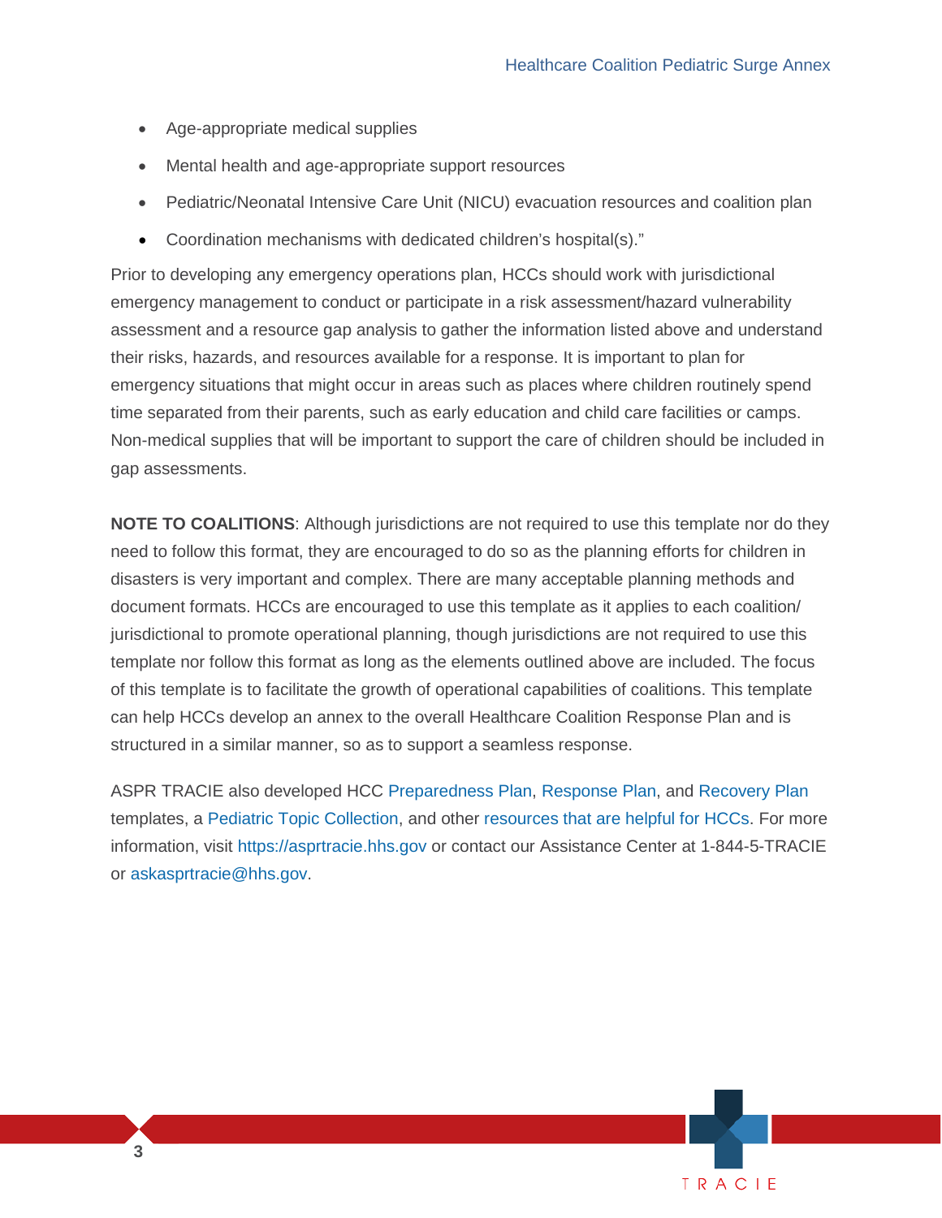- Age-appropriate medical supplies
- Mental health and age-appropriate support resources
- Pediatric/Neonatal Intensive Care Unit (NICU) evacuation resources and coalition plan
- Coordination mechanisms with dedicated children's hospital(s)."

Prior to developing any emergency operations plan, HCCs should work with jurisdictional emergency management to conduct or participate in a risk assessment/hazard vulnerability assessment and a resource gap analysis to gather the information listed above and understand their risks, hazards, and resources available for a response. It is important to plan for emergency situations that might occur in areas such as places where children routinely spend time separated from their parents, such as early education and child care facilities or camps. Non-medical supplies that will be important to support the care of children should be included in gap assessments.

**NOTE TO COALITIONS**: Although jurisdictions are not required to use this template nor do they need to follow this format, they are encouraged to do so as the planning efforts for children in disasters is very important and complex. There are many acceptable planning methods and document formats. HCCs are encouraged to use this template as it applies to each coalition/ jurisdictional to promote operational planning, though jurisdictions are not required to use this template nor follow this format as long as the elements outlined above are included. The focus of this template is to facilitate the growth of operational capabilities of coalitions. This template can help HCCs develop an annex to the overall Healthcare Coalition Response Plan and is structured in a similar manner, so as to support a seamless response.

ASPR TRACIE also developed HCC Preparedness Plan, Response Plan, and Recovery Plan templates, a Pediatric Topic Collection, and other resources that are helpful for HCCs. For more information, visit https://asprtracie.hhs.gov or contact our Assistance Center at 1-844-5-TRACIE or askasprtracie@hhs.gov.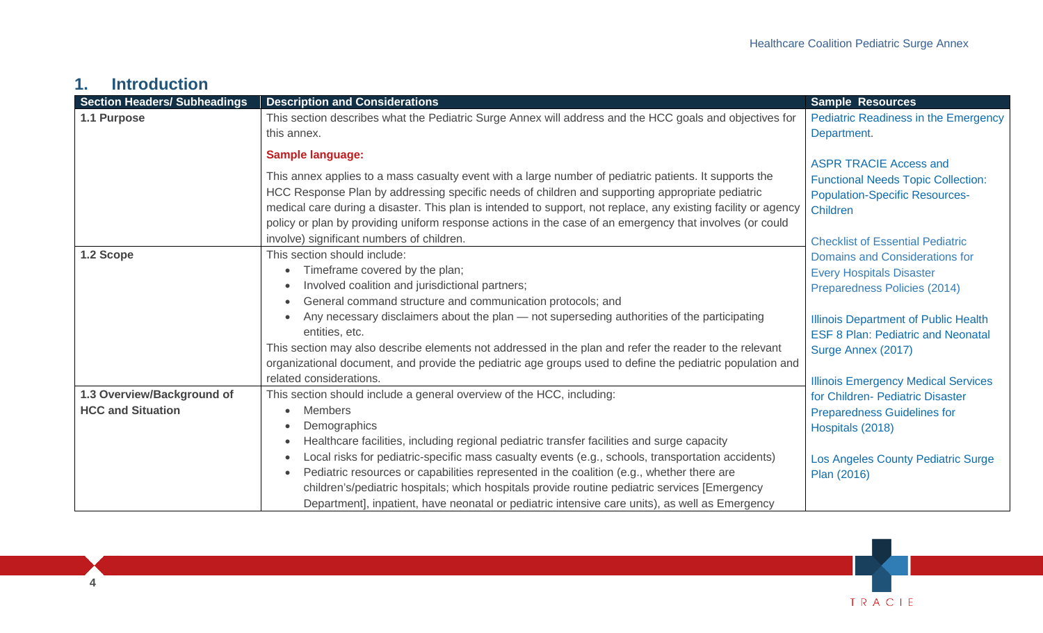## 1. Introduction

| Section Headers/ Subheadings | Description and Considerations | Sample Resources |
|---|---|---|
| **1.1 Purpose** | This section describes what the Pediatric Surge Annex will address and the HCC goals and objectives for this annex.<br><br>**Sample language:**<br><br>This annex applies to a mass casualty event with a large number of pediatric patients. It supports the HCC Response Plan by addressing specific needs of children and supporting appropriate pediatric medical care during a disaster. This plan is intended to support, not replace, any existing facility or agency policy or plan by providing uniform response actions in the case of an emergency that involves (or could involve) significant numbers of children. | Pediatric Readiness in the Emergency Department.<br><br>ASPR TRACIE Access and Functional Needs Topic Collection: Population-Specific Resources- Children<br><br>Checklist of Essential Pediatric Domains and Considerations for Every Hospitals Disaster Preparedness Policies (2014)<br><br>Illinois Department of Public Health ESF 8 Plan: Pediatric and Neonatal Surge Annex (2017)<br><br>Illinois Emergency Medical Services for Children- Pediatric Disaster Preparedness Guidelines for Hospitals (2018)<br><br>Los Angeles County Pediatric Surge Plan (2016) |
| **1.2 Scope** | This section should include:<br>• Timeframe covered by the plan;<br>• Involved coalition and jurisdictional partners;<br>• General command structure and communication protocols; and<br>• Any necessary disclaimers about the plan — not superseding authorities of the participating entities, etc.<br>This section may also describe elements not addressed in the plan and refer the reader to the relevant organizational document, and provide the pediatric age groups used to define the pediatric population and related considerations. | |
| **1.3 Overview/Background of HCC and Situation** | This section should include a general overview of the HCC, including:<br>• Members<br>• Demographics<br>• Healthcare facilities, including regional pediatric transfer facilities and surge capacity<br>• Local risks for pediatric-specific mass casualty events (e.g., schools, transportation accidents)<br>• Pediatric resources or capabilities represented in the coalition (e.g., whether there are children's/pediatric hospitals; which hospitals provide routine pediatric services [Emergency Department], inpatient, have neonatal or pediatric intensive care units), as well as Emergency | |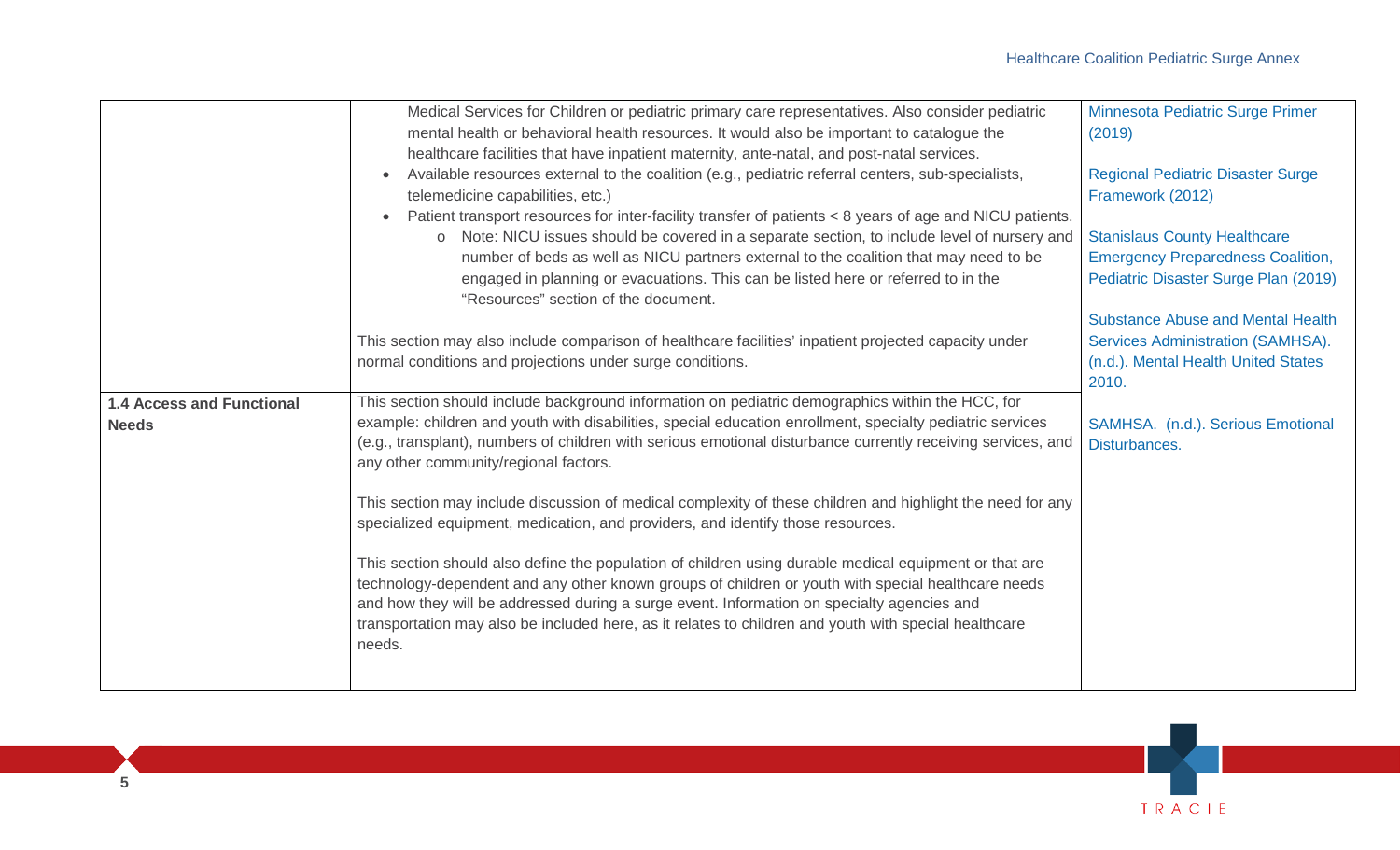| | | |
|---|---|---|
| | Medical Services for Children or pediatric primary care representatives. Also consider pediatric mental health or behavioral health resources. It would also be important to catalogue the healthcare facilities that have inpatient maternity, ante-natal, and post-natal services.<br>• Available resources external to the coalition (e.g., pediatric referral centers, sub-specialists, telemedicine capabilities, etc.)<br>• Patient transport resources for inter-facility transfer of patients < 8 years of age and NICU patients.<br>&nbsp;&nbsp;&nbsp;o Note: NICU issues should be covered in a separate section, to include level of nursery and number of beds as well as NICU partners external to the coalition that may need to be engaged in planning or evacuations. This can be listed here or referred to in the "Resources" section of the document.<br><br>This section may also include comparison of healthcare facilities' inpatient projected capacity under normal conditions and projections under surge conditions. | Minnesota Pediatric Surge Primer (2019)<br><br>Regional Pediatric Disaster Surge Framework (2012)<br><br>Stanislaus County Healthcare Emergency Preparedness Coalition, Pediatric Disaster Surge Plan (2019)<br><br>Substance Abuse and Mental Health Services Administration (SAMHSA). (n.d.). Mental Health United States 2010.<br><br>SAMHSA. (n.d.). Serious Emotional Disturbances. |
| **1.4 Access and Functional Needs** | This section should include background information on pediatric demographics within the HCC, for example: children and youth with disabilities, special education enrollment, specialty pediatric services (e.g., transplant), numbers of children with serious emotional disturbance currently receiving services, and any other community/regional factors.<br><br>This section may include discussion of medical complexity of these children and highlight the need for any specialized equipment, medication, and providers, and identify those resources.<br><br>This section should also define the population of children using durable medical equipment or that are technology-dependent and any other known groups of children or youth with special healthcare needs and how they will be addressed during a surge event. Information on specialty agencies and transportation may also be included here, as it relates to children and youth with special healthcare needs. | |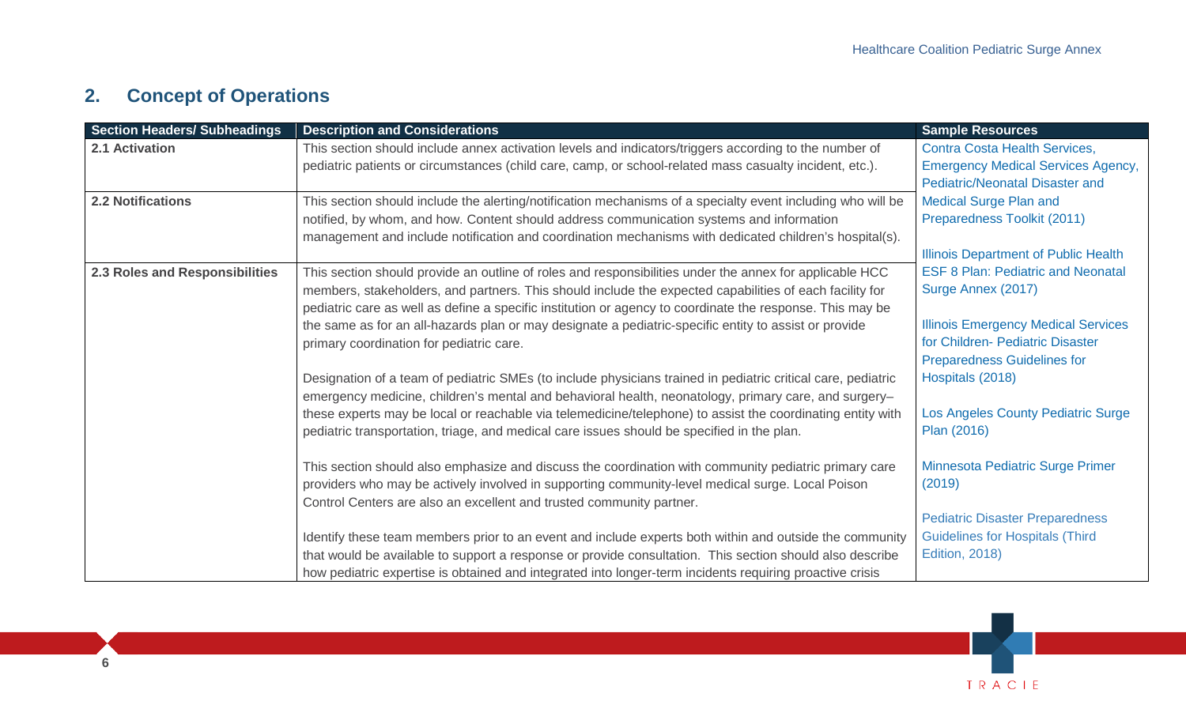## 2. Concept of Operations

| Section Headers/ Subheadings | Description and Considerations | Sample Resources |
|---|---|---|
| **2.1 Activation** | This section should include annex activation levels and indicators/triggers according to the number of pediatric patients or circumstances (child care, camp, or school-related mass casualty incident, etc.). | Contra Costa Health Services, Emergency Medical Services Agency, Pediatric/Neonatal Disaster and Medical Surge Plan and Preparedness Toolkit (2011)<br><br>Illinois Department of Public Health ESF 8 Plan: Pediatric and Neonatal Surge Annex (2017)<br><br>Illinois Emergency Medical Services for Children- Pediatric Disaster Preparedness Guidelines for Hospitals (2018)<br><br>Los Angeles County Pediatric Surge Plan (2016)<br><br>Minnesota Pediatric Surge Primer (2019)<br><br>Pediatric Disaster Preparedness Guidelines for Hospitals (Third Edition, 2018) |
| **2.2 Notifications** | This section should include the alerting/notification mechanisms of a specialty event including who will be notified, by whom, and how. Content should address communication systems and information management and include notification and coordination mechanisms with dedicated children's hospital(s). | |
| **2.3 Roles and Responsibilities** | This section should provide an outline of roles and responsibilities under the annex for applicable HCC members, stakeholders, and partners. This should include the expected capabilities of each facility for pediatric care as well as define a specific institution or agency to coordinate the response. This may be the same as for an all-hazards plan or may designate a pediatric-specific entity to assist or provide primary coordination for pediatric care.<br><br>Designation of a team of pediatric SMEs (to include physicians trained in pediatric critical care, pediatric emergency medicine, children's mental and behavioral health, neonatology, primary care, and surgery– these experts may be local or reachable via telemedicine/telephone) to assist the coordinating entity with pediatric transportation, triage, and medical care issues should be specified in the plan.<br><br>This section should also emphasize and discuss the coordination with community pediatric primary care providers who may be actively involved in supporting community-level medical surge. Local Poison Control Centers are also an excellent and trusted community partner.<br><br>Identify these team members prior to an event and include experts both within and outside the community that would be available to support a response or provide consultation. This section should also describe how pediatric expertise is obtained and integrated into longer-term incidents requiring proactive crisis | |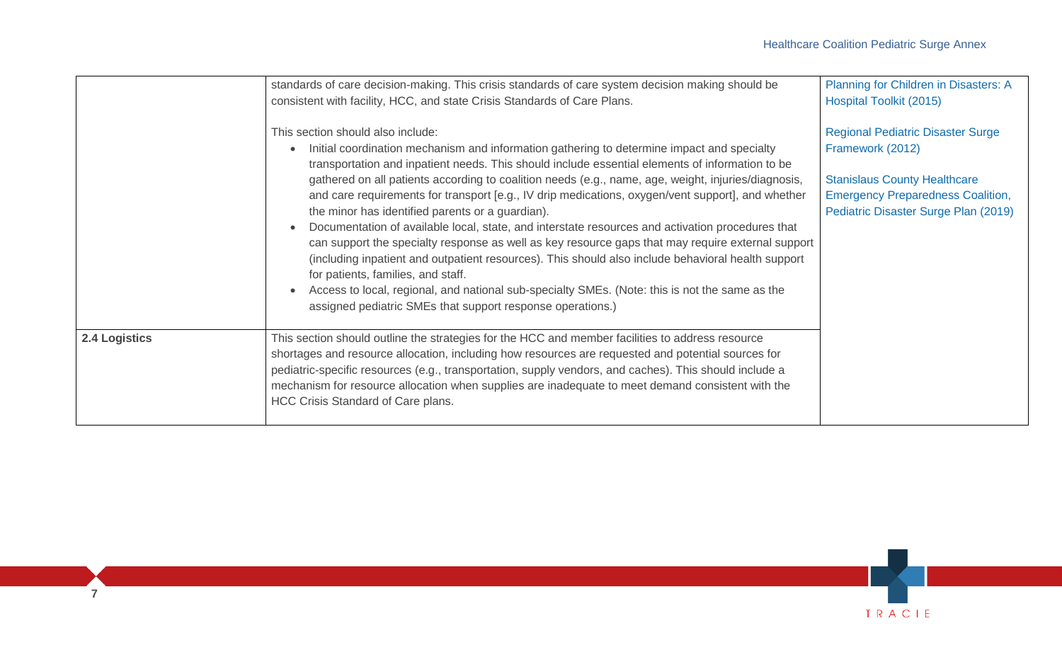| | | |
|---|---|---|
| | standards of care decision-making. This crisis standards of care system decision making should be consistent with facility, HCC, and state Crisis Standards of Care Plans.<br><br>This section should also include:<br>• Initial coordination mechanism and information gathering to determine impact and specialty transportation and inpatient needs. This should include essential elements of information to be gathered on all patients according to coalition needs (e.g., name, age, weight, injuries/diagnosis, and care requirements for transport [e.g., IV drip medications, oxygen/vent support], and whether the minor has identified parents or a guardian).<br>• Documentation of available local, state, and interstate resources and activation procedures that can support the specialty response as well as key resource gaps that may require external support (including inpatient and outpatient resources). This should also include behavioral health support for patients, families, and staff.<br>• Access to local, regional, and national sub-specialty SMEs. (Note: this is not the same as the assigned pediatric SMEs that support response operations.) | Planning for Children in Disasters: A Hospital Toolkit (2015)<br><br>Regional Pediatric Disaster Surge Framework (2012)<br><br>Stanislaus County Healthcare Emergency Preparedness Coalition, Pediatric Disaster Surge Plan (2019) |
| **2.4 Logistics** | This section should outline the strategies for the HCC and member facilities to address resource shortages and resource allocation, including how resources are requested and potential sources for pediatric-specific resources (e.g., transportation, supply vendors, and caches). This should include a mechanism for resource allocation when supplies are inadequate to meet demand consistent with the HCC Crisis Standard of Care plans. | |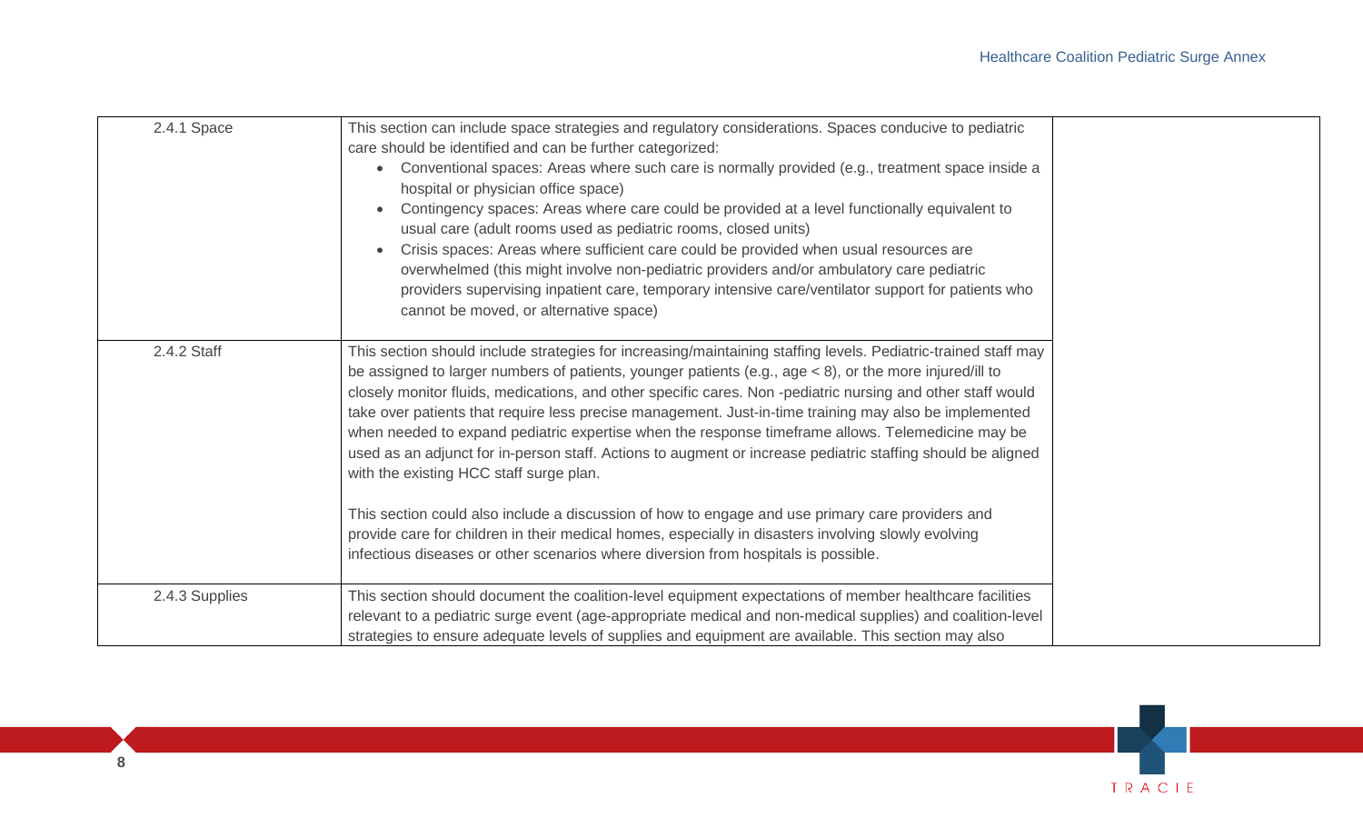| | | |
|---|---|---|
| 2.4.1 Space | This section can include space strategies and regulatory considerations. Spaces conducive to pediatric care should be identified and can be further categorized:<br>• Conventional spaces: Areas where such care is normally provided (e.g., treatment space inside a hospital or physician office space)<br>• Contingency spaces: Areas where care could be provided at a level functionally equivalent to usual care (adult rooms used as pediatric rooms, closed units)<br>• Crisis spaces: Areas where sufficient care could be provided when usual resources are overwhelmed (this might involve non-pediatric providers and/or ambulatory care pediatric providers supervising inpatient care, temporary intensive care/ventilator support for patients who cannot be moved, or alternative space) | |
| 2.4.2 Staff | This section should include strategies for increasing/maintaining staffing levels. Pediatric-trained staff may be assigned to larger numbers of patients, younger patients (e.g., age < 8), or the more injured/ill to closely monitor fluids, medications, and other specific cares. Non -pediatric nursing and other staff would take over patients that require less precise management. Just-in-time training may also be implemented when needed to expand pediatric expertise when the response timeframe allows. Telemedicine may be used as an adjunct for in-person staff. Actions to augment or increase pediatric staffing should be aligned with the existing HCC staff surge plan.<br><br>This section could also include a discussion of how to engage and use primary care providers and provide care for children in their medical homes, especially in disasters involving slowly evolving infectious diseases or other scenarios where diversion from hospitals is possible. | |
| 2.4.3 Supplies | This section should document the coalition-level equipment expectations of member healthcare facilities relevant to a pediatric surge event (age-appropriate medical and non-medical supplies) and coalition-level strategies to ensure adequate levels of supplies and equipment are available. This section may also | |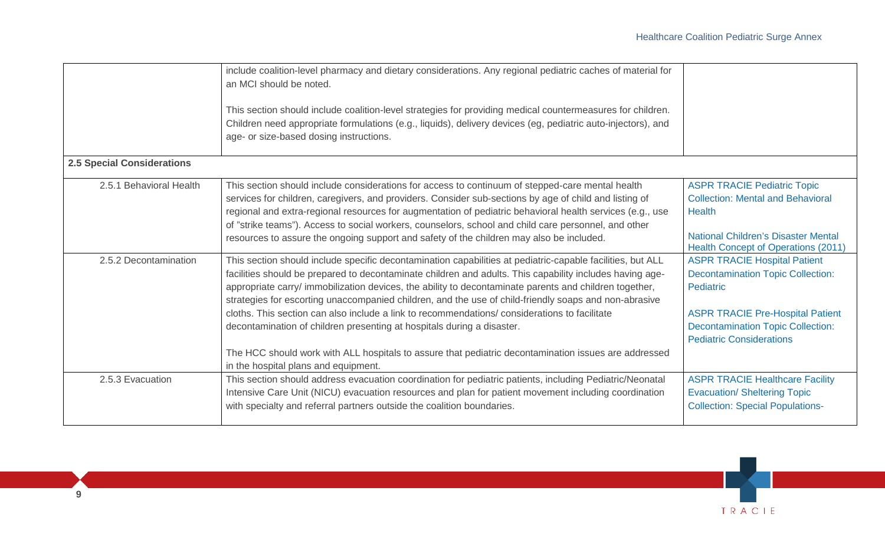| | | |
|---|---|---|
| | include coalition-level pharmacy and dietary considerations. Any regional pediatric caches of material for an MCI should be noted.<br><br>This section should include coalition-level strategies for providing medical countermeasures for children. Children need appropriate formulations (e.g., liquids), delivery devices (eg, pediatric auto-injectors), and age- or size-based dosing instructions. | |
| **2.5 Special Considerations** | | |
| 2.5.1 Behavioral Health | This section should include considerations for access to continuum of stepped-care mental health services for children, caregivers, and providers. Consider sub-sections by age of child and listing of regional and extra-regional resources for augmentation of pediatric behavioral health services (e.g., use of "strike teams"). Access to social workers, counselors, school and child care personnel, and other resources to assure the ongoing support and safety of the children may also be included. | ASPR TRACIE Pediatric Topic Collection: Mental and Behavioral Health<br><br>National Children's Disaster Mental Health Concept of Operations (2011) |
| 2.5.2 Decontamination | This section should include specific decontamination capabilities at pediatric-capable facilities, but ALL facilities should be prepared to decontaminate children and adults. This capability includes having age-appropriate carry/ immobilization devices, the ability to decontaminate parents and children together, strategies for escorting unaccompanied children, and the use of child-friendly soaps and non-abrasive cloths. This section can also include a link to recommendations/ considerations to facilitate decontamination of children presenting at hospitals during a disaster.<br><br>The HCC should work with ALL hospitals to assure that pediatric decontamination issues are addressed in the hospital plans and equipment. | ASPR TRACIE Hospital Patient Decontamination Topic Collection: Pediatric<br><br>ASPR TRACIE Pre-Hospital Patient Decontamination Topic Collection: Pediatric Considerations |
| 2.5.3 Evacuation | This section should address evacuation coordination for pediatric patients, including Pediatric/Neonatal Intensive Care Unit (NICU) evacuation resources and plan for patient movement including coordination with specialty and referral partners outside the coalition boundaries. | ASPR TRACIE Healthcare Facility Evacuation/ Sheltering Topic Collection: Special Populations- |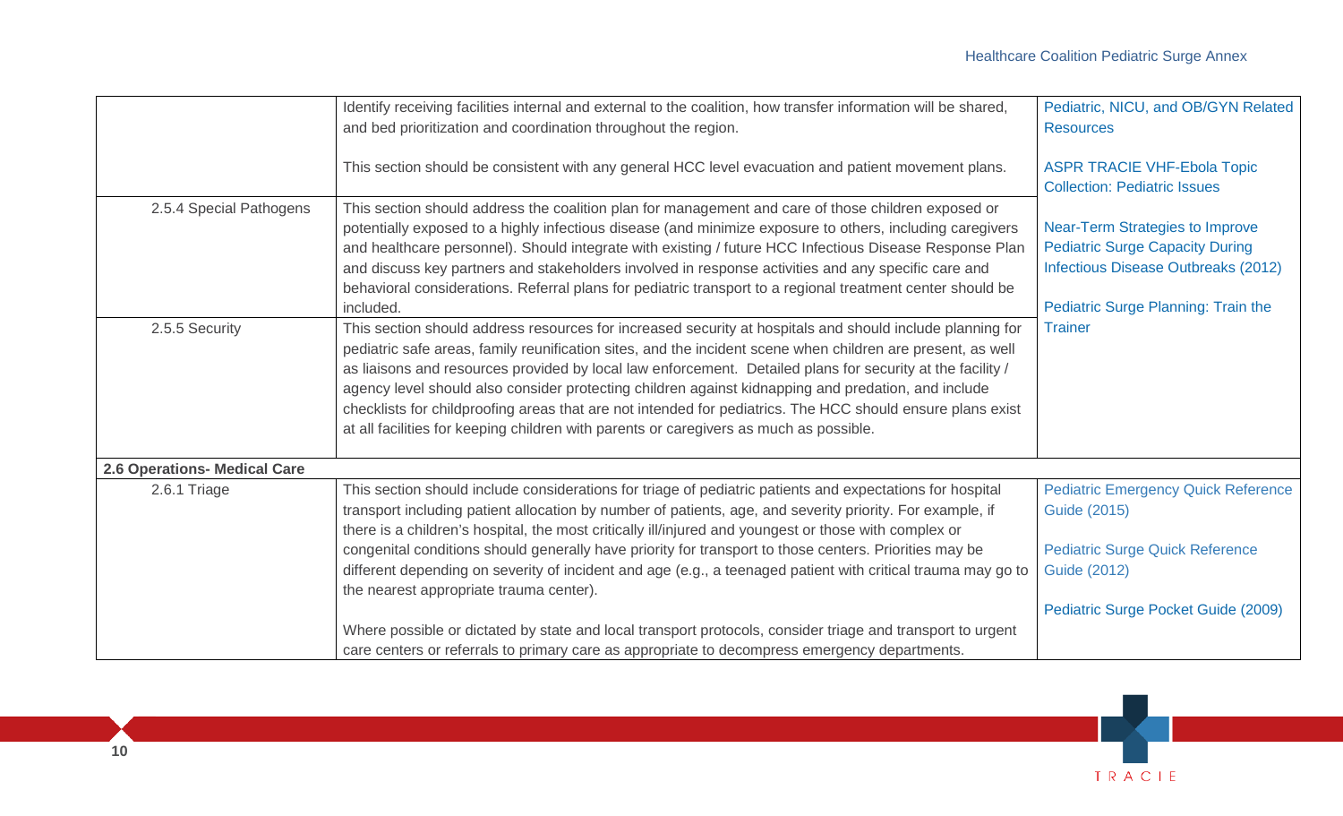| | | |
|---|---|---|
| | Identify receiving facilities internal and external to the coalition, how transfer information will be shared, and bed prioritization and coordination throughout the region.<br><br>This section should be consistent with any general HCC level evacuation and patient movement plans. | Pediatric, NICU, and OB/GYN Related Resources<br><br>ASPR TRACIE VHF-Ebola Topic Collection: Pediatric Issues<br><br>Near-Term Strategies to Improve Pediatric Surge Capacity During Infectious Disease Outbreaks (2012)<br><br>Pediatric Surge Planning: Train the Trainer |
| 2.5.4 Special Pathogens | This section should address the coalition plan for management and care of those children exposed or potentially exposed to a highly infectious disease (and minimize exposure to others, including caregivers and healthcare personnel). Should integrate with existing / future HCC Infectious Disease Response Plan and discuss key partners and stakeholders involved in response activities and any specific care and behavioral considerations. Referral plans for pediatric transport to a regional treatment center should be included. | |
| 2.5.5 Security | This section should address resources for increased security at hospitals and should include planning for pediatric safe areas, family reunification sites, and the incident scene when children are present, as well as liaisons and resources provided by local law enforcement. Detailed plans for security at the facility / agency level should also consider protecting children against kidnapping and predation, and include checklists for childproofing areas that are not intended for pediatrics. The HCC should ensure plans exist at all facilities for keeping children with parents or caregivers as much as possible. | |
| **2.6 Operations- Medical Care** | | |
| 2.6.1 Triage | This section should include considerations for triage of pediatric patients and expectations for hospital transport including patient allocation by number of patients, age, and severity priority. For example, if there is a children's hospital, the most critically ill/injured and youngest or those with complex or congenital conditions should generally have priority for transport to those centers. Priorities may be different depending on severity of incident and age (e.g., a teenaged patient with critical trauma may go to the nearest appropriate trauma center).<br><br>Where possible or dictated by state and local transport protocols, consider triage and transport to urgent care centers or referrals to primary care as appropriate to decompress emergency departments. | Pediatric Emergency Quick Reference Guide (2015)<br><br>Pediatric Surge Quick Reference Guide (2012)<br><br>Pediatric Surge Pocket Guide (2009) |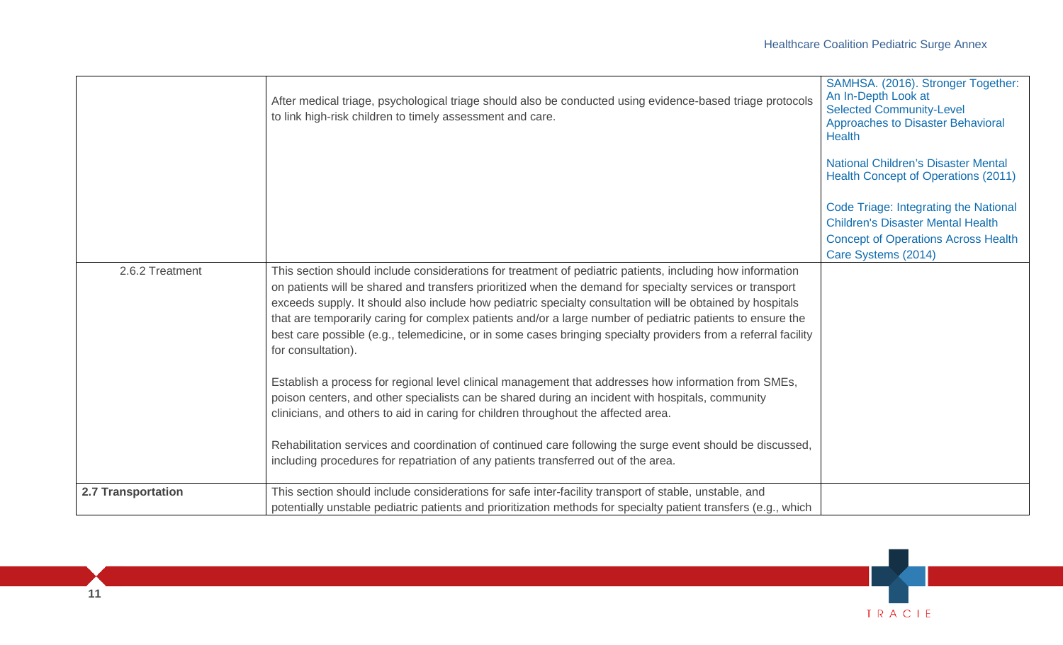| | | |
|---|---|---|
| | After medical triage, psychological triage should also be conducted using evidence-based triage protocols to link high-risk children to timely assessment and care. | SAMHSA. (2016). Stronger Together: An In-Depth Look at Selected Community-Level Approaches to Disaster Behavioral Health<br><br>National Children's Disaster Mental Health Concept of Operations (2011)<br><br>Code Triage: Integrating the National Children's Disaster Mental Health Concept of Operations Across Health Care Systems (2014) |
| 2.6.2 Treatment | This section should include considerations for treatment of pediatric patients, including how information on patients will be shared and transfers prioritized when the demand for specialty services or transport exceeds supply. It should also include how pediatric specialty consultation will be obtained by hospitals that are temporarily caring for complex patients and/or a large number of pediatric patients to ensure the best care possible (e.g., telemedicine, or in some cases bringing specialty providers from a referral facility for consultation).<br><br>Establish a process for regional level clinical management that addresses how information from SMEs, poison centers, and other specialists can be shared during an incident with hospitals, community clinicians, and others to aid in caring for children throughout the affected area.<br><br>Rehabilitation services and coordination of continued care following the surge event should be discussed, including procedures for repatriation of any patients transferred out of the area. | |
| **2.7 Transportation** | This section should include considerations for safe inter-facility transport of stable, unstable, and potentially unstable pediatric patients and prioritization methods for specialty patient transfers (e.g., which | |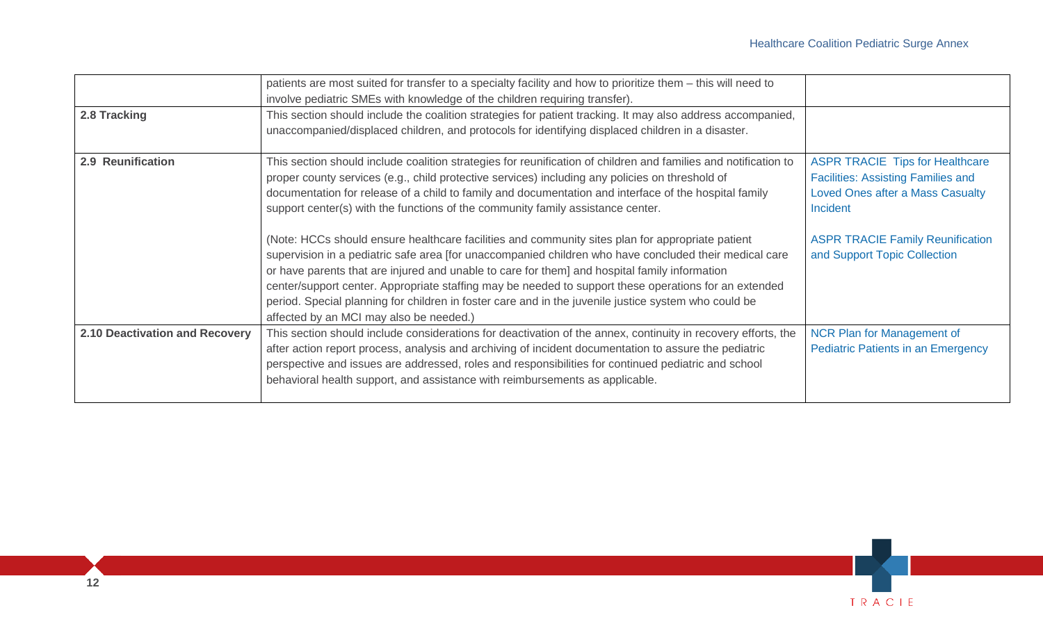| | | |
|---|---|---|
| | patients are most suited for transfer to a specialty facility and how to prioritize them – this will need to involve pediatric SMEs with knowledge of the children requiring transfer). | |
| **2.8 Tracking** | This section should include the coalition strategies for patient tracking. It may also address accompanied, unaccompanied/displaced children, and protocols for identifying displaced children in a disaster. | |
| **2.9 Reunification** | This section should include coalition strategies for reunification of children and families and notification to proper county services (e.g., child protective services) including any policies on threshold of documentation for release of a child to family and documentation and interface of the hospital family support center(s) with the functions of the community family assistance center.<br><br>(Note: HCCs should ensure healthcare facilities and community sites plan for appropriate patient supervision in a pediatric safe area [for unaccompanied children who have concluded their medical care or have parents that are injured and unable to care for them] and hospital family information center/support center. Appropriate staffing may be needed to support these operations for an extended period. Special planning for children in foster care and in the juvenile justice system who could be affected by an MCI may also be needed.) | ASPR TRACIE Tips for Healthcare Facilities: Assisting Families and Loved Ones after a Mass Casualty Incident<br><br>ASPR TRACIE Family Reunification and Support Topic Collection |
| **2.10 Deactivation and Recovery** | This section should include considerations for deactivation of the annex, continuity in recovery efforts, the after action report process, analysis and archiving of incident documentation to assure the pediatric perspective and issues are addressed, roles and responsibilities for continued pediatric and school behavioral health support, and assistance with reimbursements as applicable. | NCR Plan for Management of Pediatric Patients in an Emergency |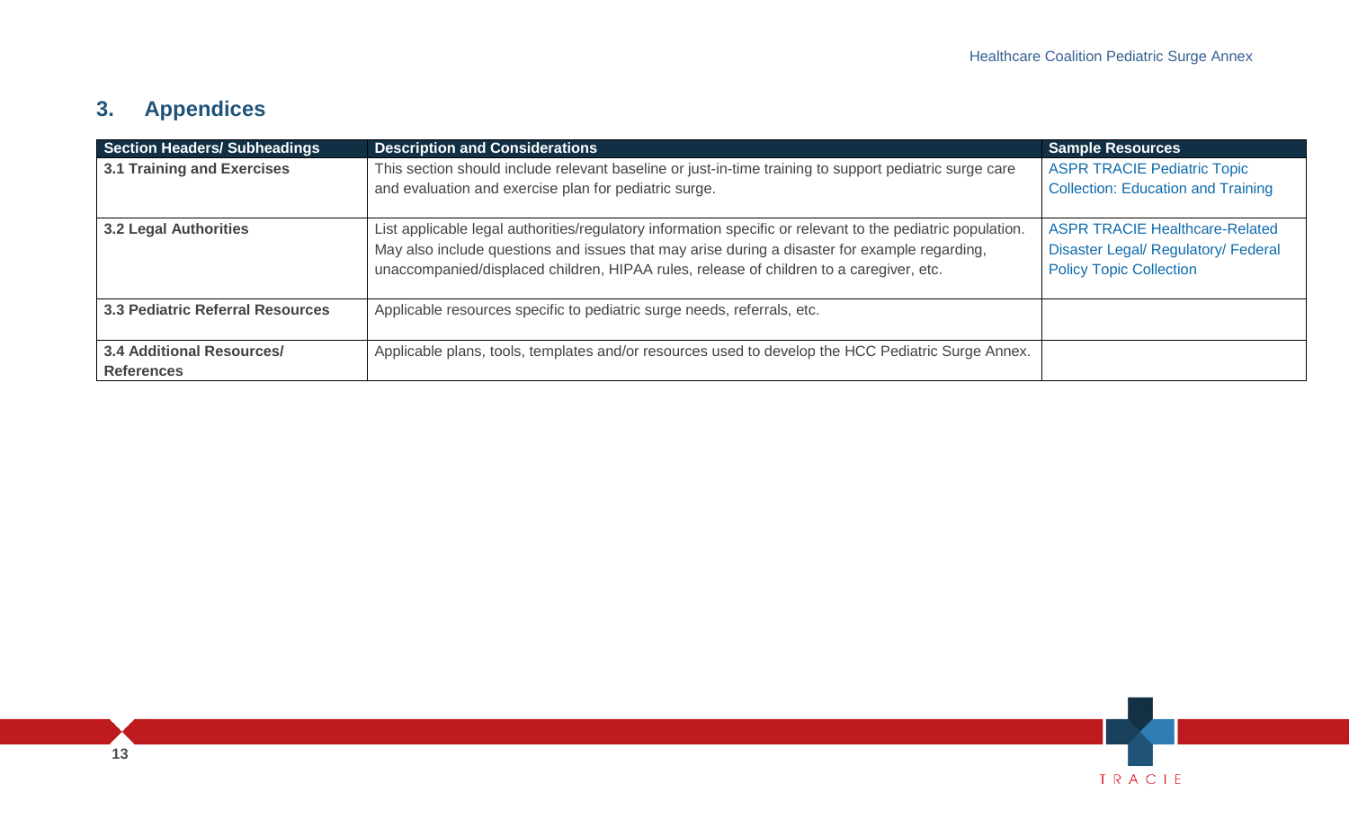## 3. Appendices

| Section Headers/ Subheadings | Description and Considerations | Sample Resources |
| --- | --- | --- |
| **3.1 Training and Exercises** | This section should include relevant baseline or just-in-time training to support pediatric surge care and evaluation and exercise plan for pediatric surge. | ASPR TRACIE Pediatric Topic Collection: Education and Training |
| **3.2 Legal Authorities** | List applicable legal authorities/regulatory information specific or relevant to the pediatric population. May also include questions and issues that may arise during a disaster for example regarding, unaccompanied/displaced children, HIPAA rules, release of children to a caregiver, etc. | ASPR TRACIE Healthcare-Related Disaster Legal/ Regulatory/ Federal Policy Topic Collection |
| **3.3 Pediatric Referral Resources** | Applicable resources specific to pediatric surge needs, referrals, etc. | |
| **3.4 Additional Resources/ References** | Applicable plans, tools, templates and/or resources used to develop the HCC Pediatric Surge Annex. | |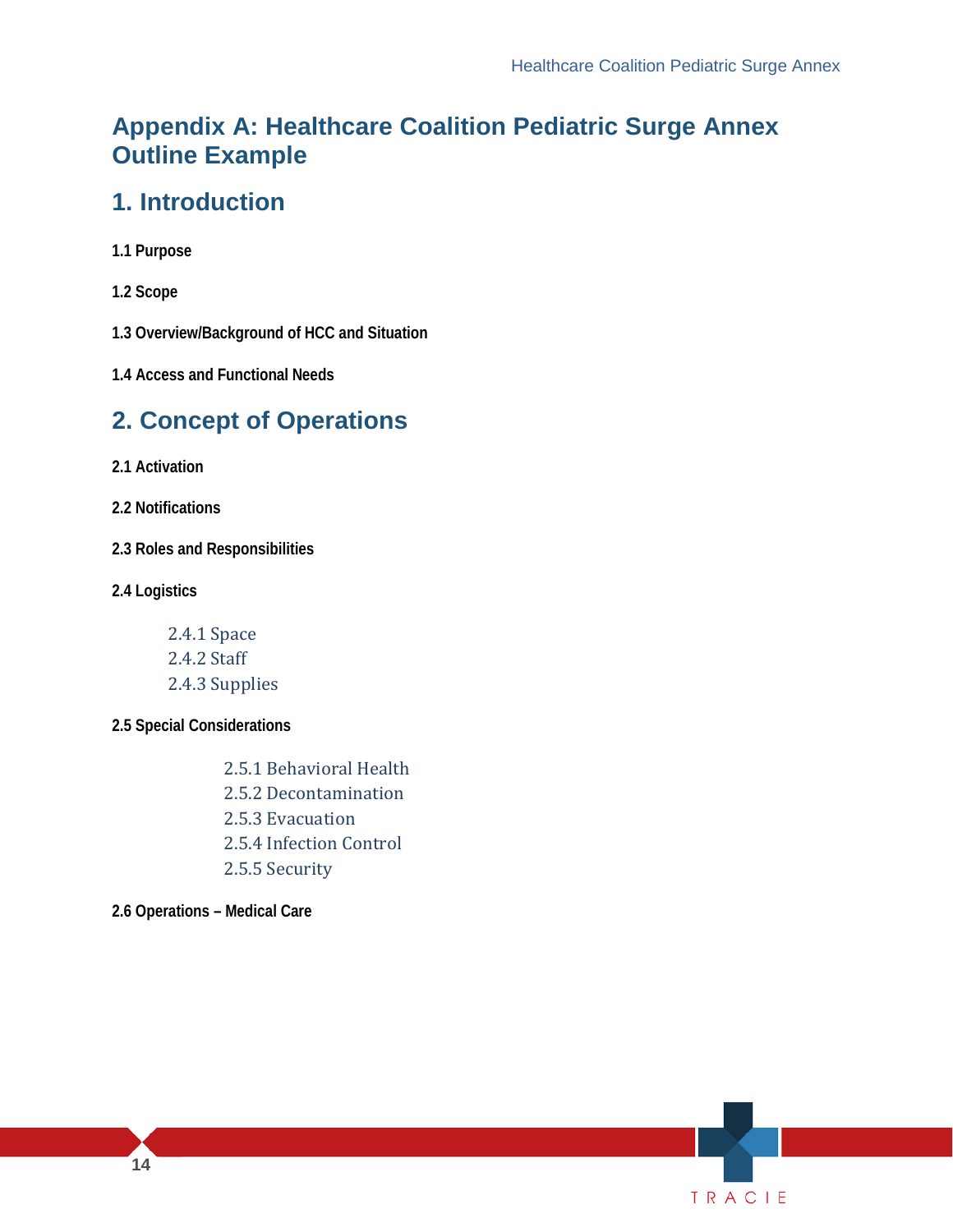# Appendix A: Healthcare Coalition Pediatric Surge Annex Outline Example

## 1. Introduction

**1.1 Purpose**

**1.2 Scope**

**1.3 Overview/Background of HCC and Situation**

**1.4 Access and Functional Needs**

## 2. Concept of Operations

**2.1 Activation**

**2.2 Notifications**

**2.3 Roles and Responsibilities**

**2.4 Logistics**

- 2.4.1 Space
- 2.4.2 Staff
- 2.4.3 Supplies

**2.5 Special Considerations**

- 2.5.1 Behavioral Health
- 2.5.2 Decontamination
- 2.5.3 Evacuation
- 2.5.4 Infection Control
- 2.5.5 Security

**2.6 Operations – Medical Care**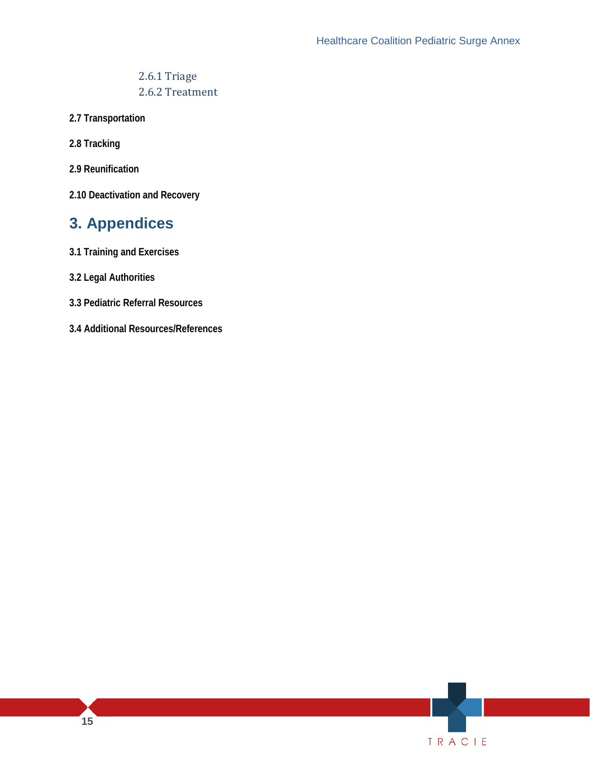2.6.1 Triage

2.6.2 Treatment

**2.7 Transportation**

**2.8 Tracking**

**2.9 Reunification**

**2.10 Deactivation and Recovery**

# 3. Appendices

**3.1 Training and Exercises**

**3.2 Legal Authorities**

**3.3 Pediatric Referral Resources**

**3.4 Additional Resources/References**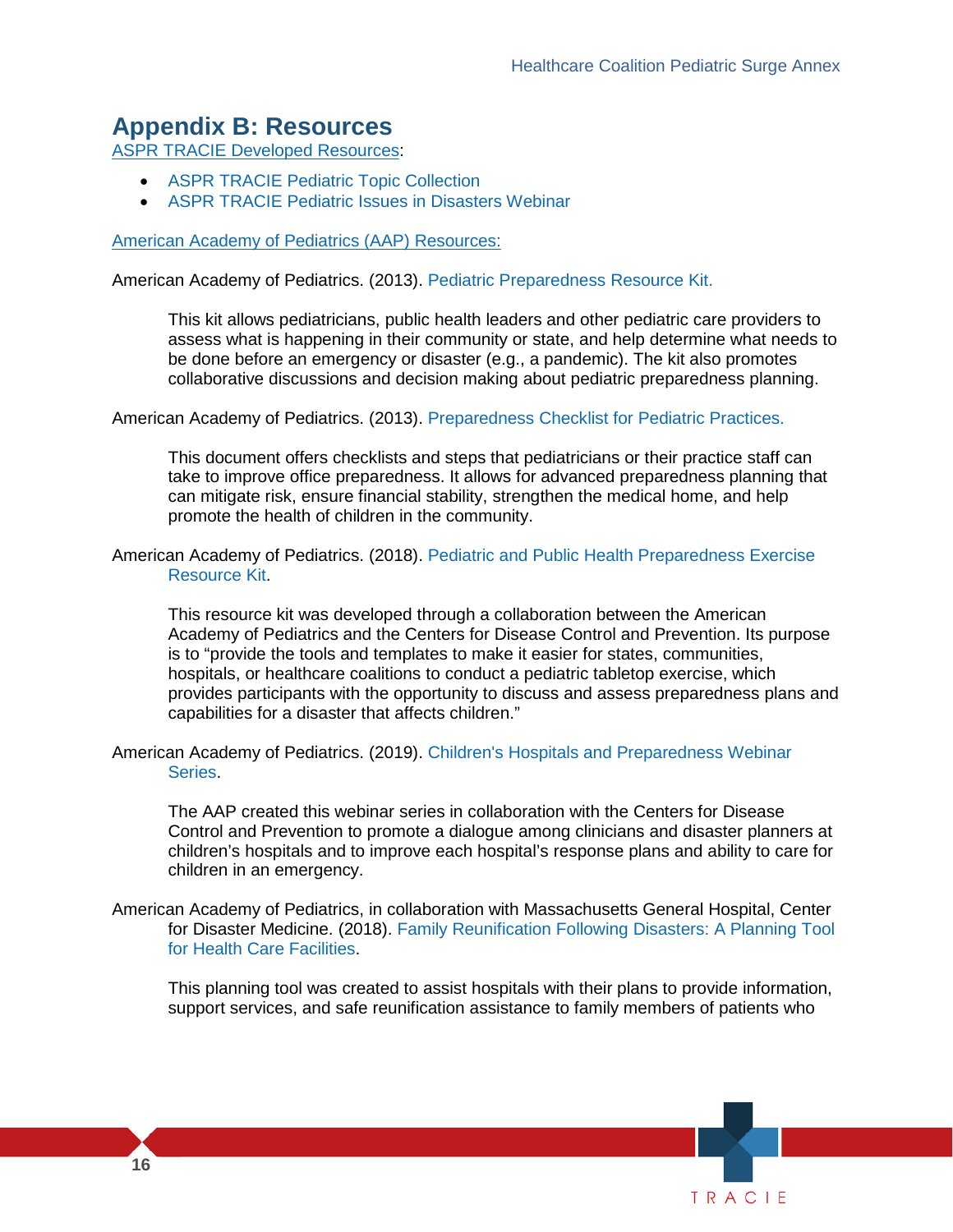# Appendix B: Resources

ASPR TRACIE Developed Resources:

- ASPR TRACIE Pediatric Topic Collection
- ASPR TRACIE Pediatric Issues in Disasters Webinar

American Academy of Pediatrics (AAP) Resources:

American Academy of Pediatrics. (2013). Pediatric Preparedness Resource Kit.

> This kit allows pediatricians, public health leaders and other pediatric care providers to assess what is happening in their community or state, and help determine what needs to be done before an emergency or disaster (e.g., a pandemic). The kit also promotes collaborative discussions and decision making about pediatric preparedness planning.

American Academy of Pediatrics. (2013). Preparedness Checklist for Pediatric Practices.

> This document offers checklists and steps that pediatricians or their practice staff can take to improve office preparedness. It allows for advanced preparedness planning that can mitigate risk, ensure financial stability, strengthen the medical home, and help promote the health of children in the community.

American Academy of Pediatrics. (2018). Pediatric and Public Health Preparedness Exercise Resource Kit.

> This resource kit was developed through a collaboration between the American Academy of Pediatrics and the Centers for Disease Control and Prevention. Its purpose is to "provide the tools and templates to make it easier for states, communities, hospitals, or healthcare coalitions to conduct a pediatric tabletop exercise, which provides participants with the opportunity to discuss and assess preparedness plans and capabilities for a disaster that affects children."

American Academy of Pediatrics. (2019). Children's Hospitals and Preparedness Webinar Series.

> The AAP created this webinar series in collaboration with the Centers for Disease Control and Prevention to promote a dialogue among clinicians and disaster planners at children's hospitals and to improve each hospital's response plans and ability to care for children in an emergency.

American Academy of Pediatrics, in collaboration with Massachusetts General Hospital, Center for Disaster Medicine. (2018). Family Reunification Following Disasters: A Planning Tool for Health Care Facilities.

> This planning tool was created to assist hospitals with their plans to provide information, support services, and safe reunification assistance to family members of patients who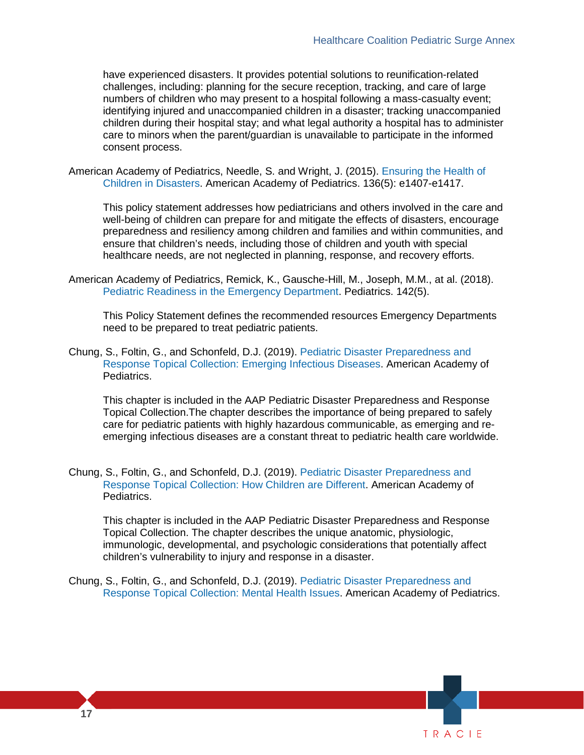have experienced disasters. It provides potential solutions to reunification-related challenges, including: planning for the secure reception, tracking, and care of large numbers of children who may present to a hospital following a mass-casualty event; identifying injured and unaccompanied children in a disaster; tracking unaccompanied children during their hospital stay; and what legal authority a hospital has to administer care to minors when the parent/guardian is unavailable to participate in the informed consent process.

American Academy of Pediatrics, Needle, S. and Wright, J. (2015). Ensuring the Health of Children in Disasters. American Academy of Pediatrics. 136(5): e1407-e1417.

This policy statement addresses how pediatricians and others involved in the care and well-being of children can prepare for and mitigate the effects of disasters, encourage preparedness and resiliency among children and families and within communities, and ensure that children's needs, including those of children and youth with special healthcare needs, are not neglected in planning, response, and recovery efforts.

American Academy of Pediatrics, Remick, K., Gausche-Hill, M., Joseph, M.M., at al. (2018). Pediatric Readiness in the Emergency Department. Pediatrics. 142(5).

This Policy Statement defines the recommended resources Emergency Departments need to be prepared to treat pediatric patients.

Chung, S., Foltin, G., and Schonfeld, D.J. (2019). Pediatric Disaster Preparedness and Response Topical Collection: Emerging Infectious Diseases. American Academy of Pediatrics.

This chapter is included in the AAP Pediatric Disaster Preparedness and Response Topical Collection.The chapter describes the importance of being prepared to safely care for pediatric patients with highly hazardous communicable, as emerging and re-emerging infectious diseases are a constant threat to pediatric health care worldwide.

Chung, S., Foltin, G., and Schonfeld, D.J. (2019). Pediatric Disaster Preparedness and Response Topical Collection: How Children are Different. American Academy of Pediatrics.

This chapter is included in the AAP Pediatric Disaster Preparedness and Response Topical Collection. The chapter describes the unique anatomic, physiologic, immunologic, developmental, and psychologic considerations that potentially affect children's vulnerability to injury and response in a disaster.

Chung, S., Foltin, G., and Schonfeld, D.J. (2019). Pediatric Disaster Preparedness and Response Topical Collection: Mental Health Issues. American Academy of Pediatrics.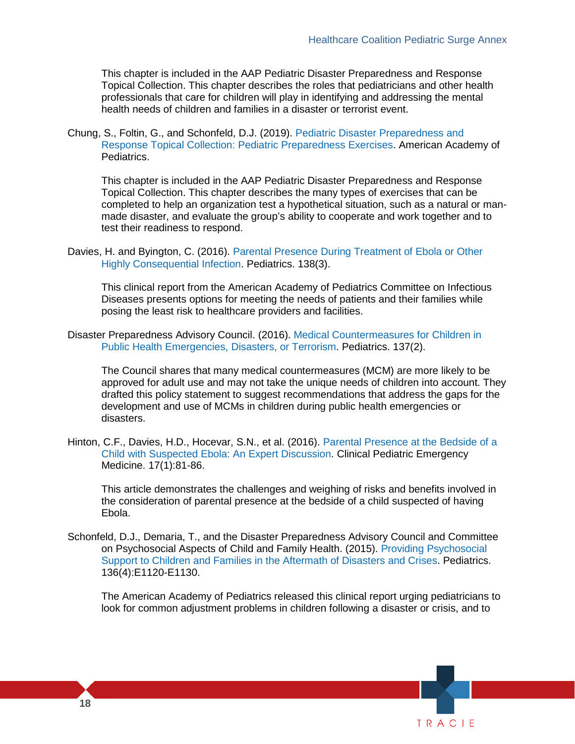This chapter is included in the AAP Pediatric Disaster Preparedness and Response Topical Collection. This chapter describes the roles that pediatricians and other health professionals that care for children will play in identifying and addressing the mental health needs of children and families in a disaster or terrorist event.

Chung, S., Foltin, G., and Schonfeld, D.J. (2019). Pediatric Disaster Preparedness and Response Topical Collection: Pediatric Preparedness Exercises. American Academy of Pediatrics.

This chapter is included in the AAP Pediatric Disaster Preparedness and Response Topical Collection. This chapter describes the many types of exercises that can be completed to help an organization test a hypothetical situation, such as a natural or man-made disaster, and evaluate the group's ability to cooperate and work together and to test their readiness to respond.

Davies, H. and Byington, C. (2016). Parental Presence During Treatment of Ebola or Other Highly Consequential Infection. Pediatrics. 138(3).

This clinical report from the American Academy of Pediatrics Committee on Infectious Diseases presents options for meeting the needs of patients and their families while posing the least risk to healthcare providers and facilities.

Disaster Preparedness Advisory Council. (2016). Medical Countermeasures for Children in Public Health Emergencies, Disasters, or Terrorism. Pediatrics. 137(2).

The Council shares that many medical countermeasures (MCM) are more likely to be approved for adult use and may not take the unique needs of children into account. They drafted this policy statement to suggest recommendations that address the gaps for the development and use of MCMs in children during public health emergencies or disasters.

Hinton, C.F., Davies, H.D., Hocevar, S.N., et al. (2016). Parental Presence at the Bedside of a Child with Suspected Ebola: An Expert Discussion. Clinical Pediatric Emergency Medicine. 17(1):81-86.

This article demonstrates the challenges and weighing of risks and benefits involved in the consideration of parental presence at the bedside of a child suspected of having Ebola.

Schonfeld, D.J., Demaria, T., and the Disaster Preparedness Advisory Council and Committee on Psychosocial Aspects of Child and Family Health. (2015). Providing Psychosocial Support to Children and Families in the Aftermath of Disasters and Crises. Pediatrics. 136(4):E1120-E1130.

The American Academy of Pediatrics released this clinical report urging pediatricians to look for common adjustment problems in children following a disaster or crisis, and to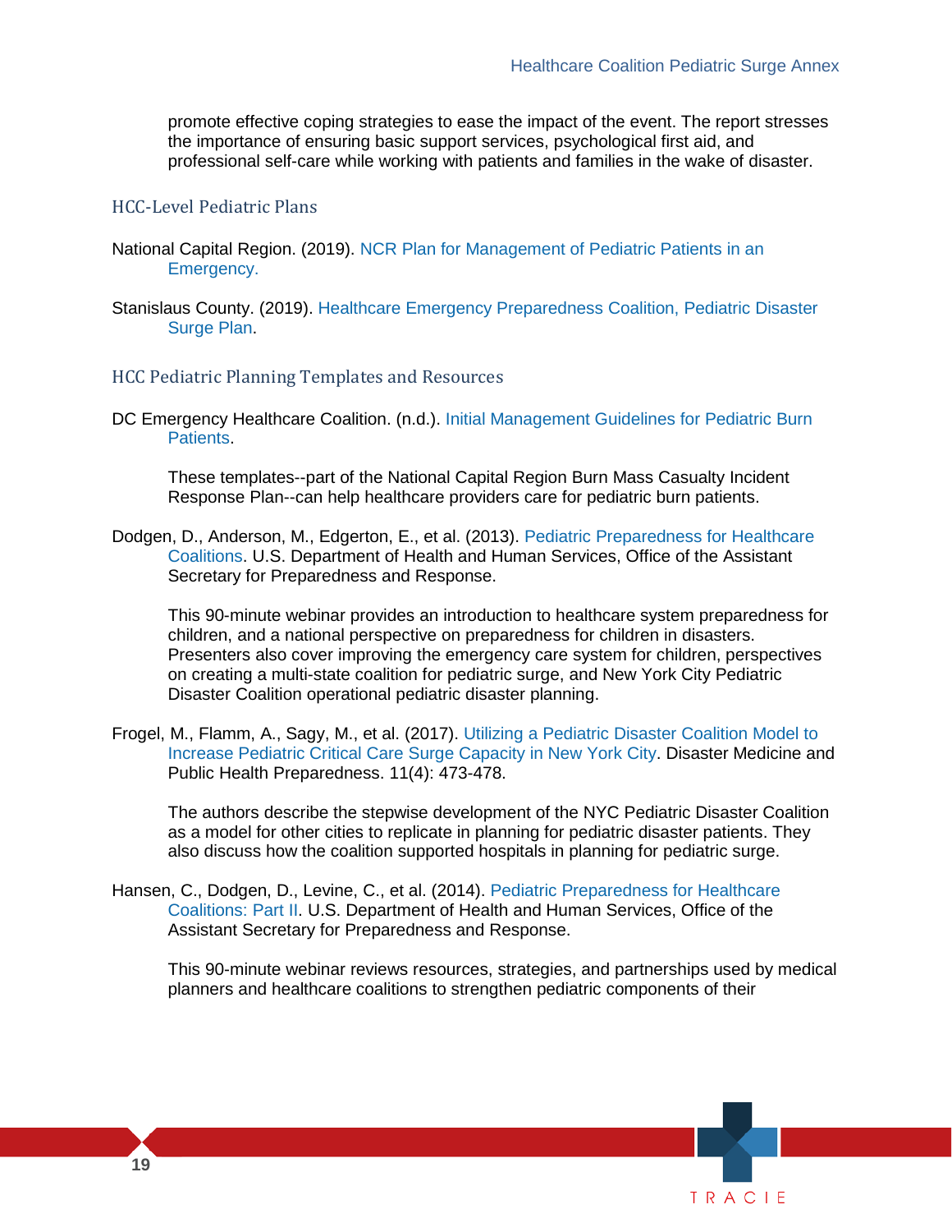promote effective coping strategies to ease the impact of the event. The report stresses the importance of ensuring basic support services, psychological first aid, and professional self-care while working with patients and families in the wake of disaster.

### HCC-Level Pediatric Plans

National Capital Region. (2019). NCR Plan for Management of Pediatric Patients in an Emergency.

Stanislaus County. (2019). Healthcare Emergency Preparedness Coalition, Pediatric Disaster Surge Plan.

### HCC Pediatric Planning Templates and Resources

DC Emergency Healthcare Coalition. (n.d.). Initial Management Guidelines for Pediatric Burn Patients.

These templates--part of the National Capital Region Burn Mass Casualty Incident Response Plan--can help healthcare providers care for pediatric burn patients.

Dodgen, D., Anderson, M., Edgerton, E., et al. (2013). Pediatric Preparedness for Healthcare Coalitions. U.S. Department of Health and Human Services, Office of the Assistant Secretary for Preparedness and Response.

This 90-minute webinar provides an introduction to healthcare system preparedness for children, and a national perspective on preparedness for children in disasters. Presenters also cover improving the emergency care system for children, perspectives on creating a multi-state coalition for pediatric surge, and New York City Pediatric Disaster Coalition operational pediatric disaster planning.

Frogel, M., Flamm, A., Sagy, M., et al. (2017). Utilizing a Pediatric Disaster Coalition Model to Increase Pediatric Critical Care Surge Capacity in New York City. Disaster Medicine and Public Health Preparedness. 11(4): 473-478.

The authors describe the stepwise development of the NYC Pediatric Disaster Coalition as a model for other cities to replicate in planning for pediatric disaster patients. They also discuss how the coalition supported hospitals in planning for pediatric surge.

Hansen, C., Dodgen, D., Levine, C., et al. (2014). Pediatric Preparedness for Healthcare Coalitions: Part II. U.S. Department of Health and Human Services, Office of the Assistant Secretary for Preparedness and Response.

This 90-minute webinar reviews resources, strategies, and partnerships used by medical planners and healthcare coalitions to strengthen pediatric components of their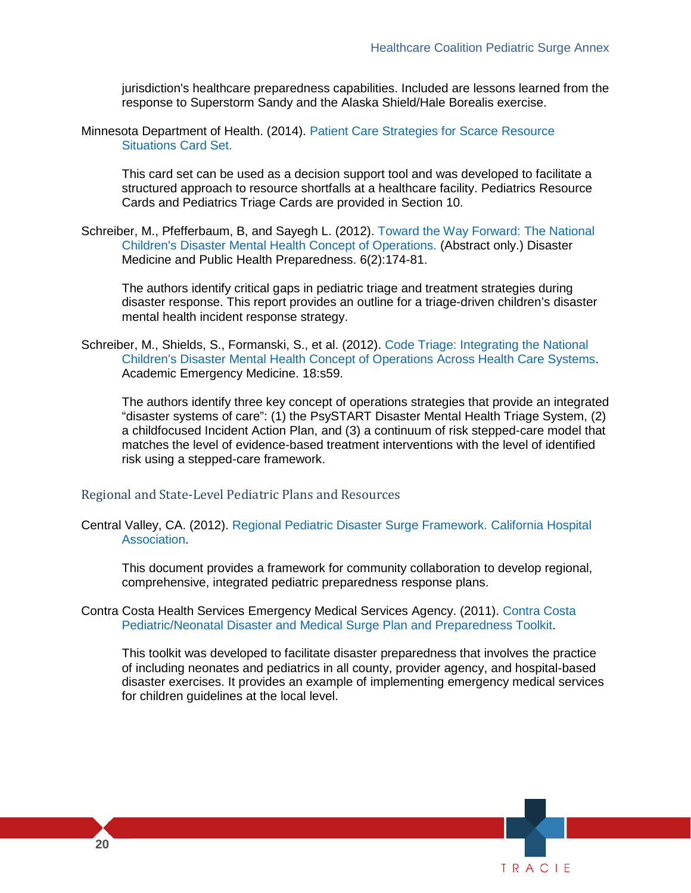jurisdiction's healthcare preparedness capabilities. Included are lessons learned from the response to Superstorm Sandy and the Alaska Shield/Hale Borealis exercise.

Minnesota Department of Health. (2014). Patient Care Strategies for Scarce Resource Situations Card Set.

This card set can be used as a decision support tool and was developed to facilitate a structured approach to resource shortfalls at a healthcare facility. Pediatrics Resource Cards and Pediatrics Triage Cards are provided in Section 10.

Schreiber, M., Pfefferbaum, B, and Sayegh L. (2012). Toward the Way Forward: The National Children's Disaster Mental Health Concept of Operations. (Abstract only.) Disaster Medicine and Public Health Preparedness. 6(2):174-81.

The authors identify critical gaps in pediatric triage and treatment strategies during disaster response. This report provides an outline for a triage-driven children's disaster mental health incident response strategy.

Schreiber, M., Shields, S., Formanski, S., et al. (2012). Code Triage: Integrating the National Children's Disaster Mental Health Concept of Operations Across Health Care Systems. Academic Emergency Medicine. 18:s59.

The authors identify three key concept of operations strategies that provide an integrated "disaster systems of care": (1) the PsySTART Disaster Mental Health Triage System, (2) a childfocused Incident Action Plan, and (3) a continuum of risk stepped-care model that matches the level of evidence-based treatment interventions with the level of identified risk using a stepped-care framework.

## Regional and State-Level Pediatric Plans and Resources

Central Valley, CA. (2012). Regional Pediatric Disaster Surge Framework. California Hospital Association.

This document provides a framework for community collaboration to develop regional, comprehensive, integrated pediatric preparedness response plans.

Contra Costa Health Services Emergency Medical Services Agency. (2011). Contra Costa Pediatric/Neonatal Disaster and Medical Surge Plan and Preparedness Toolkit.

This toolkit was developed to facilitate disaster preparedness that involves the practice of including neonates and pediatrics in all county, provider agency, and hospital-based disaster exercises. It provides an example of implementing emergency medical services for children guidelines at the local level.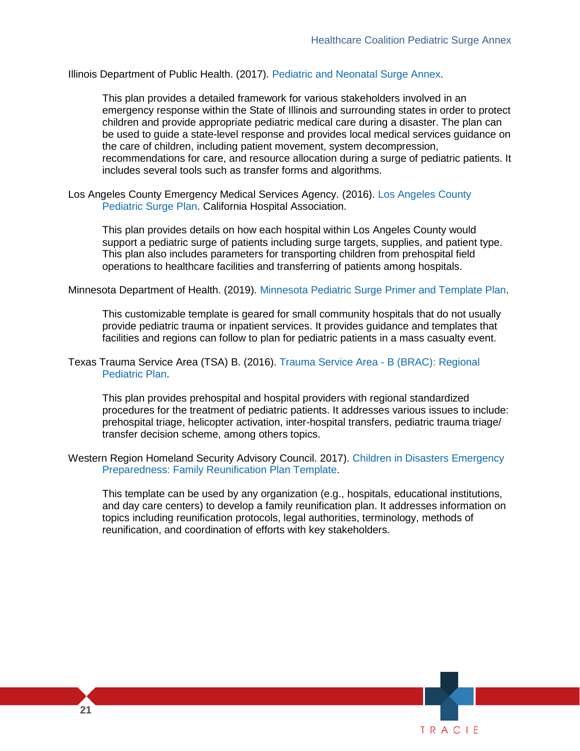Illinois Department of Public Health. (2017). Pediatric and Neonatal Surge Annex.

> This plan provides a detailed framework for various stakeholders involved in an emergency response within the State of Illinois and surrounding states in order to protect children and provide appropriate pediatric medical care during a disaster. The plan can be used to guide a state-level response and provides local medical services guidance on the care of children, including patient movement, system decompression, recommendations for care, and resource allocation during a surge of pediatric patients. It includes several tools such as transfer forms and algorithms.

Los Angeles County Emergency Medical Services Agency. (2016). Los Angeles County Pediatric Surge Plan. California Hospital Association.

> This plan provides details on how each hospital within Los Angeles County would support a pediatric surge of patients including surge targets, supplies, and patient type. This plan also includes parameters for transporting children from prehospital field operations to healthcare facilities and transferring of patients among hospitals.

Minnesota Department of Health. (2019). Minnesota Pediatric Surge Primer and Template Plan.

> This customizable template is geared for small community hospitals that do not usually provide pediatric trauma or inpatient services. It provides guidance and templates that facilities and regions can follow to plan for pediatric patients in a mass casualty event.

Texas Trauma Service Area (TSA) B. (2016). Trauma Service Area - B (BRAC): Regional Pediatric Plan.

> This plan provides prehospital and hospital providers with regional standardized procedures for the treatment of pediatric patients. It addresses various issues to include: prehospital triage, helicopter activation, inter-hospital transfers, pediatric trauma triage/ transfer decision scheme, among others topics.

Western Region Homeland Security Advisory Council. 2017). Children in Disasters Emergency Preparedness: Family Reunification Plan Template.

> This template can be used by any organization (e.g., hospitals, educational institutions, and day care centers) to develop a family reunification plan. It addresses information on topics including reunification protocols, legal authorities, terminology, methods of reunification, and coordination of efforts with key stakeholders.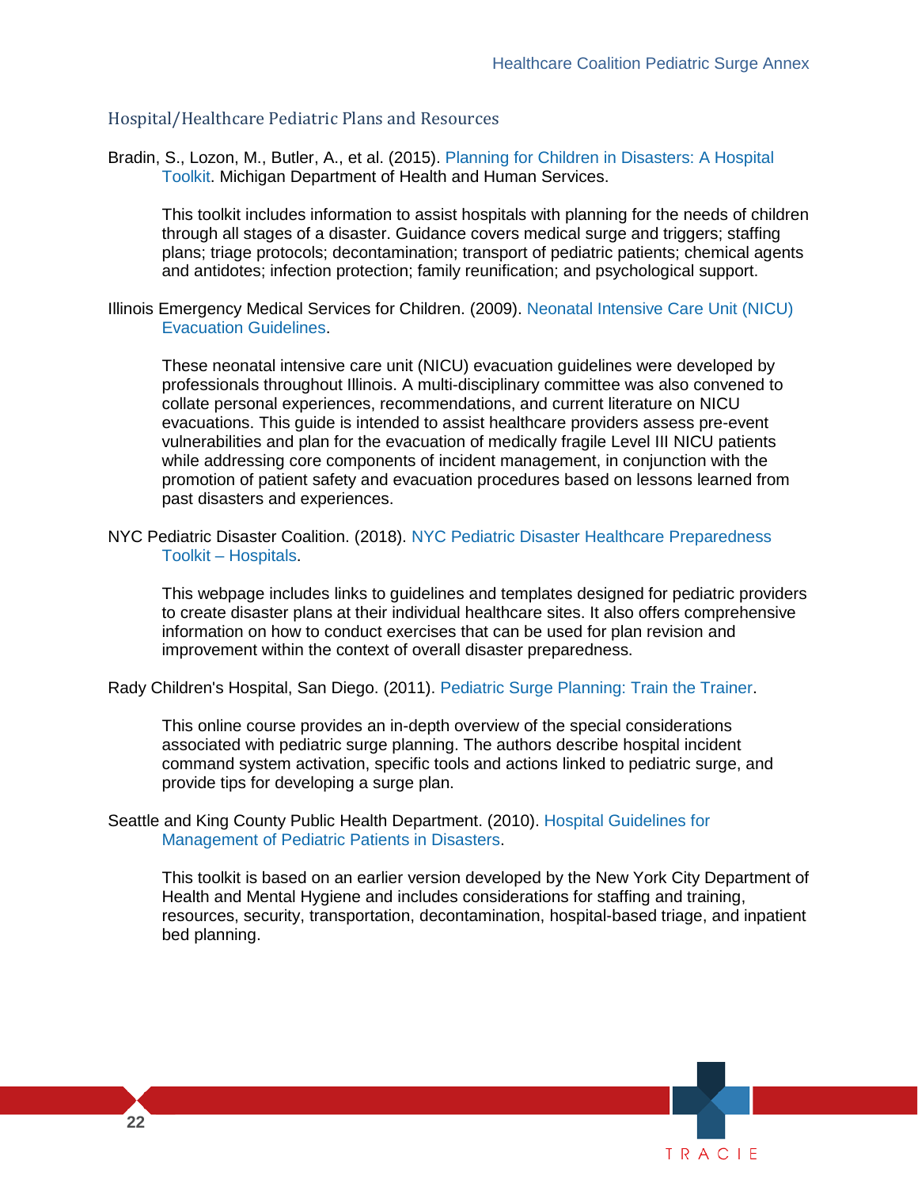## Hospital/Healthcare Pediatric Plans and Resources

Bradin, S., Lozon, M., Butler, A., et al. (2015). Planning for Children in Disasters: A Hospital Toolkit. Michigan Department of Health and Human Services.

This toolkit includes information to assist hospitals with planning for the needs of children through all stages of a disaster. Guidance covers medical surge and triggers; staffing plans; triage protocols; decontamination; transport of pediatric patients; chemical agents and antidotes; infection protection; family reunification; and psychological support.

Illinois Emergency Medical Services for Children. (2009). Neonatal Intensive Care Unit (NICU) Evacuation Guidelines.

These neonatal intensive care unit (NICU) evacuation guidelines were developed by professionals throughout Illinois. A multi-disciplinary committee was also convened to collate personal experiences, recommendations, and current literature on NICU evacuations. This guide is intended to assist healthcare providers assess pre-event vulnerabilities and plan for the evacuation of medically fragile Level III NICU patients while addressing core components of incident management, in conjunction with the promotion of patient safety and evacuation procedures based on lessons learned from past disasters and experiences.

NYC Pediatric Disaster Coalition. (2018). NYC Pediatric Disaster Healthcare Preparedness Toolkit – Hospitals.

This webpage includes links to guidelines and templates designed for pediatric providers to create disaster plans at their individual healthcare sites. It also offers comprehensive information on how to conduct exercises that can be used for plan revision and improvement within the context of overall disaster preparedness.

Rady Children's Hospital, San Diego. (2011). Pediatric Surge Planning: Train the Trainer.

This online course provides an in-depth overview of the special considerations associated with pediatric surge planning. The authors describe hospital incident command system activation, specific tools and actions linked to pediatric surge, and provide tips for developing a surge plan.

Seattle and King County Public Health Department. (2010). Hospital Guidelines for Management of Pediatric Patients in Disasters.

This toolkit is based on an earlier version developed by the New York City Department of Health and Mental Hygiene and includes considerations for staffing and training, resources, security, transportation, decontamination, hospital-based triage, and inpatient bed planning.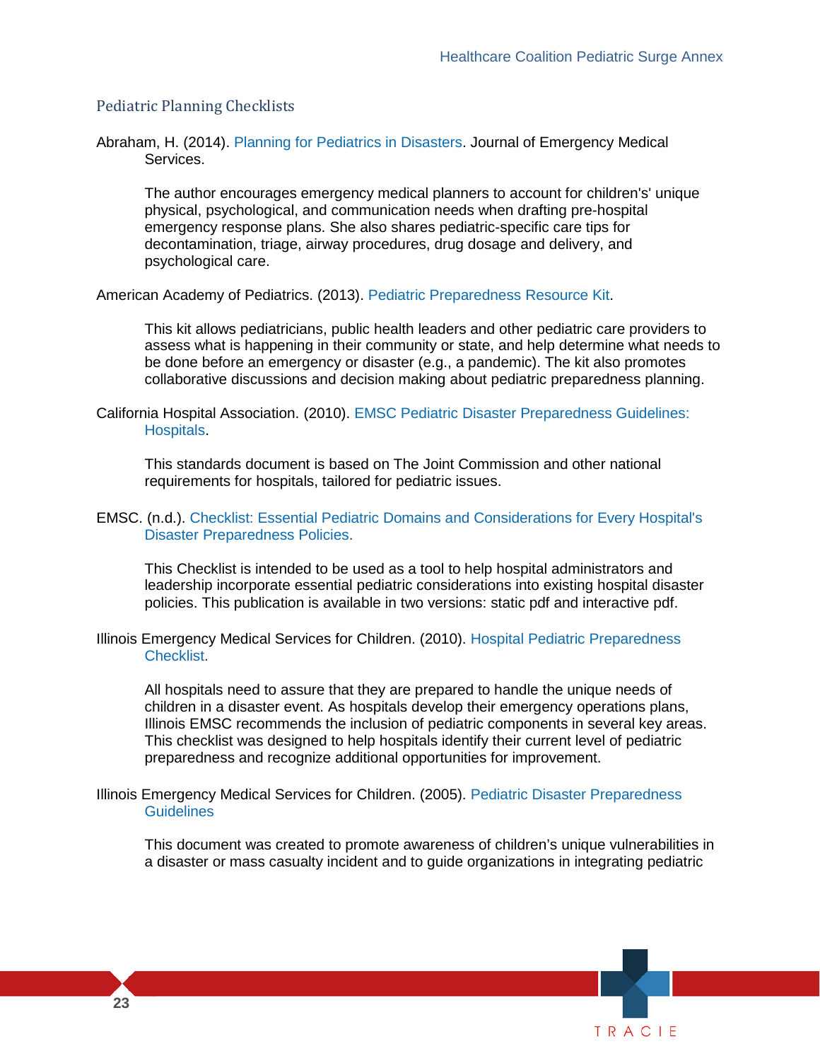## Pediatric Planning Checklists

Abraham, H. (2014). Planning for Pediatrics in Disasters. Journal of Emergency Medical Services.

> The author encourages emergency medical planners to account for children's' unique physical, psychological, and communication needs when drafting pre-hospital emergency response plans. She also shares pediatric-specific care tips for decontamination, triage, airway procedures, drug dosage and delivery, and psychological care.

American Academy of Pediatrics. (2013). Pediatric Preparedness Resource Kit.

> This kit allows pediatricians, public health leaders and other pediatric care providers to assess what is happening in their community or state, and help determine what needs to be done before an emergency or disaster (e.g., a pandemic). The kit also promotes collaborative discussions and decision making about pediatric preparedness planning.

California Hospital Association. (2010). EMSC Pediatric Disaster Preparedness Guidelines: Hospitals.

> This standards document is based on The Joint Commission and other national requirements for hospitals, tailored for pediatric issues.

EMSC. (n.d.). Checklist: Essential Pediatric Domains and Considerations for Every Hospital's Disaster Preparedness Policies.

> This Checklist is intended to be used as a tool to help hospital administrators and leadership incorporate essential pediatric considerations into existing hospital disaster policies. This publication is available in two versions: static pdf and interactive pdf.

Illinois Emergency Medical Services for Children. (2010). Hospital Pediatric Preparedness Checklist.

> All hospitals need to assure that they are prepared to handle the unique needs of children in a disaster event. As hospitals develop their emergency operations plans, Illinois EMSC recommends the inclusion of pediatric components in several key areas. This checklist was designed to help hospitals identify their current level of pediatric preparedness and recognize additional opportunities for improvement.

Illinois Emergency Medical Services for Children. (2005). Pediatric Disaster Preparedness Guidelines

> This document was created to promote awareness of children's unique vulnerabilities in a disaster or mass casualty incident and to guide organizations in integrating pediatric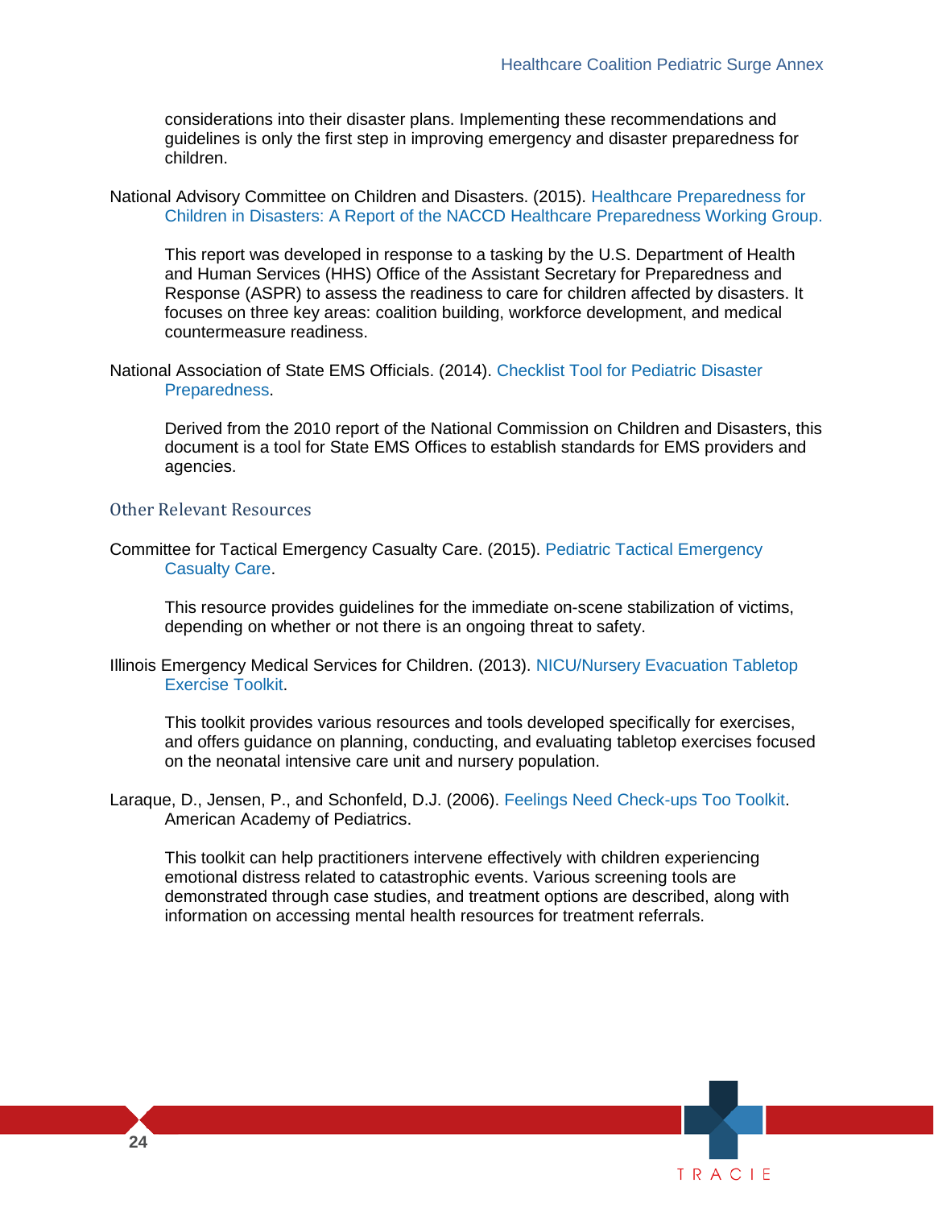considerations into their disaster plans. Implementing these recommendations and guidelines is only the first step in improving emergency and disaster preparedness for children.

National Advisory Committee on Children and Disasters. (2015). Healthcare Preparedness for Children in Disasters: A Report of the NACCD Healthcare Preparedness Working Group.

This report was developed in response to a tasking by the U.S. Department of Health and Human Services (HHS) Office of the Assistant Secretary for Preparedness and Response (ASPR) to assess the readiness to care for children affected by disasters. It focuses on three key areas: coalition building, workforce development, and medical countermeasure readiness.

National Association of State EMS Officials. (2014). Checklist Tool for Pediatric Disaster Preparedness.

Derived from the 2010 report of the National Commission on Children and Disasters, this document is a tool for State EMS Offices to establish standards for EMS providers and agencies.

## Other Relevant Resources

Committee for Tactical Emergency Casualty Care. (2015). Pediatric Tactical Emergency Casualty Care.

This resource provides guidelines for the immediate on-scene stabilization of victims, depending on whether or not there is an ongoing threat to safety.

Illinois Emergency Medical Services for Children. (2013). NICU/Nursery Evacuation Tabletop Exercise Toolkit.

This toolkit provides various resources and tools developed specifically for exercises, and offers guidance on planning, conducting, and evaluating tabletop exercises focused on the neonatal intensive care unit and nursery population.

Laraque, D., Jensen, P., and Schonfeld, D.J. (2006). Feelings Need Check-ups Too Toolkit. American Academy of Pediatrics.

This toolkit can help practitioners intervene effectively with children experiencing emotional distress related to catastrophic events. Various screening tools are demonstrated through case studies, and treatment options are described, along with information on accessing mental health resources for treatment referrals.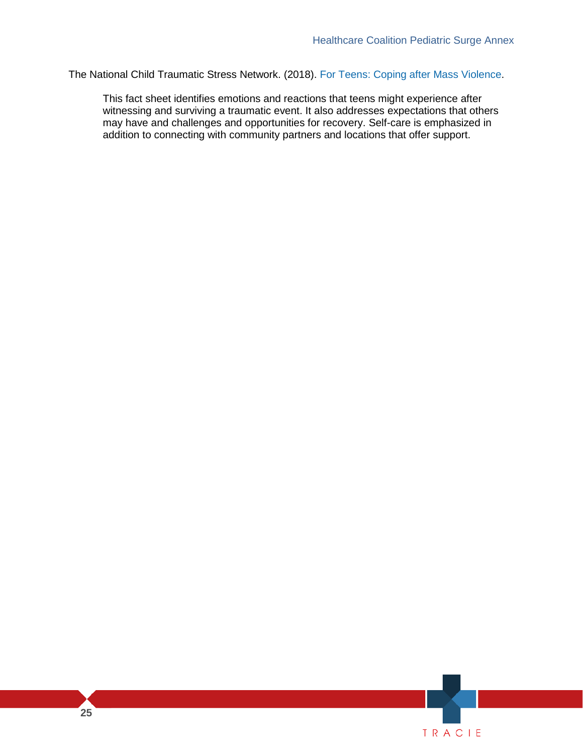The National Child Traumatic Stress Network. (2018). For Teens: Coping after Mass Violence.

> This fact sheet identifies emotions and reactions that teens might experience after witnessing and surviving a traumatic event. It also addresses expectations that others may have and challenges and opportunities for recovery. Self-care is emphasized in addition to connecting with community partners and locations that offer support.